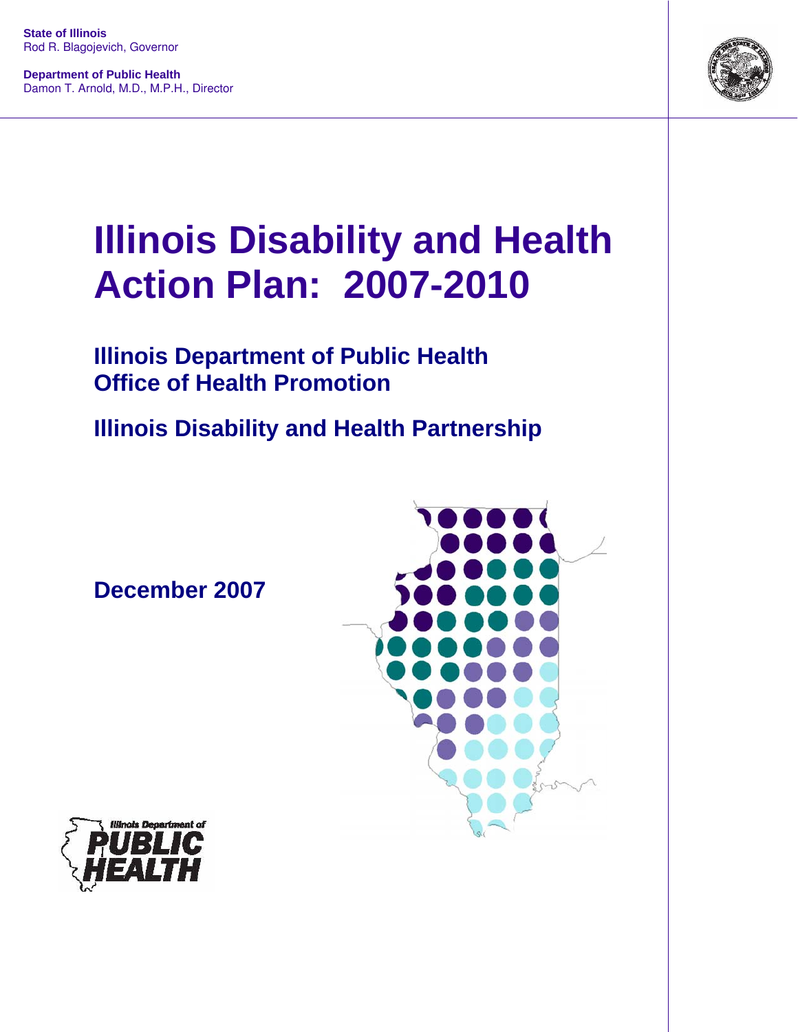**State of Illinois**
Rod R. Blagojevich, Governor

**Department of Public Health**
Damon T. Arnold, M.D., M.P.H., Director

# Illinois Disability and Health Action Plan: 2007-2010

## Illinois Department of Public Health
## Office of Health Promotion

## Illinois Disability and Health Partnership

**December 2007**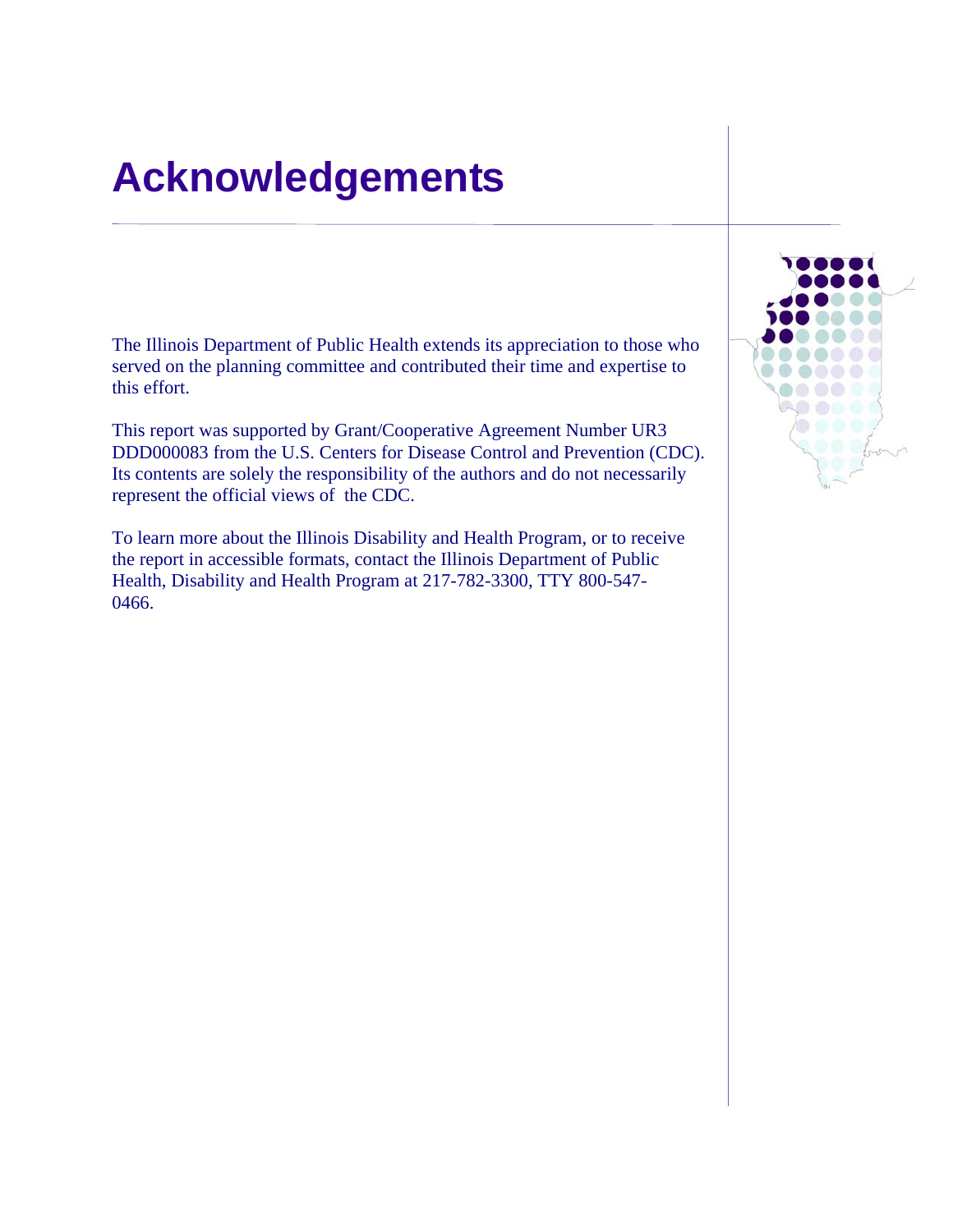# Acknowledgements

The Illinois Department of Public Health extends its appreciation to those who served on the planning committee and contributed their time and expertise to this effort.

This report was supported by Grant/Cooperative Agreement Number UR3 DDD000083 from the U.S. Centers for Disease Control and Prevention (CDC). Its contents are solely the responsibility of the authors and do not necessarily represent the official views of the CDC.

To learn more about the Illinois Disability and Health Program, or to receive the report in accessible formats, contact the Illinois Department of Public Health, Disability and Health Program at 217-782-3300, TTY 800-547-0466.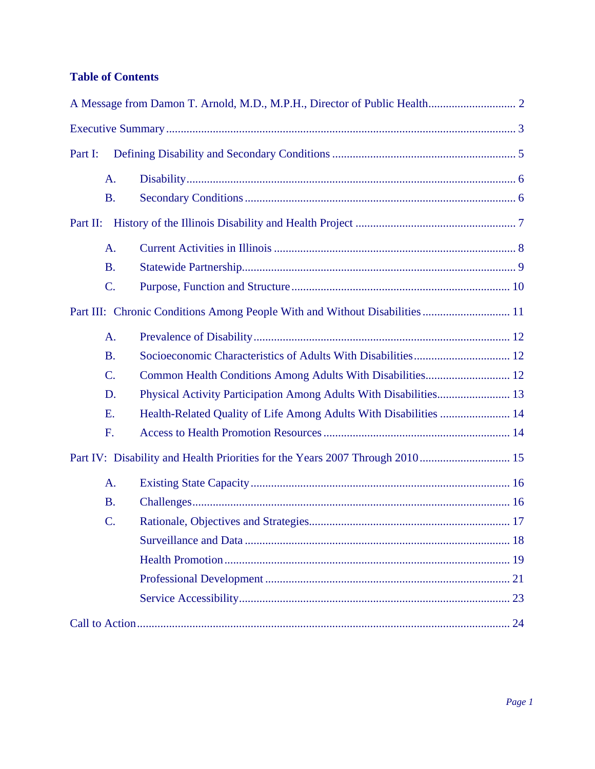## Table of Contents

A Message from Damon T. Arnold, M.D., M.P.H., Director of Public Health .............................. 2

Executive Summary .............................................................................................................. 3

Part I: Defining Disability and Secondary Conditions ............................................................ 5

- A. Disability ................................................................................................................ 6
- B. Secondary Conditions ............................................................................................. 6

Part II: History of the Illinois Disability and Health Project ..................................................... 7

- A. Current Activities in Illinois ...................................................................................... 8
- B. Statewide Partnership .............................................................................................. 9
- C. Purpose, Function and Structure ........................................................................... 10

Part III: Chronic Conditions Among People With and Without Disabilities ............................ 11

- A. Prevalence of Disability .......................................................................................... 12
- B. Socioeconomic Characteristics of Adults With Disabilities ..................................... 12
- C. Common Health Conditions Among Adults With Disabilities .................................. 12
- D. Physical Activity Participation Among Adults With Disabilities ................................ 13
- E. Health-Related Quality of Life Among Adults With Disabilities ............................... 14
- F. Access to Health Promotion Resources ................................................................. 14

Part IV: Disability and Health Priorities for the Years 2007 Through 2010 .............................. 15

- A. Existing State Capacity ........................................................................................... 16
- B. Challenges .............................................................................................................. 16
- C. Rationale, Objectives and Strategies ...................................................................... 17
  - Surveillance and Data ............................................................................................ 18
  - Health Promotion ................................................................................................... 19
  - Professional Development ..................................................................................... 21
  - Service Accessibility ............................................................................................... 23

Call to Action ....................................................................................................................... 24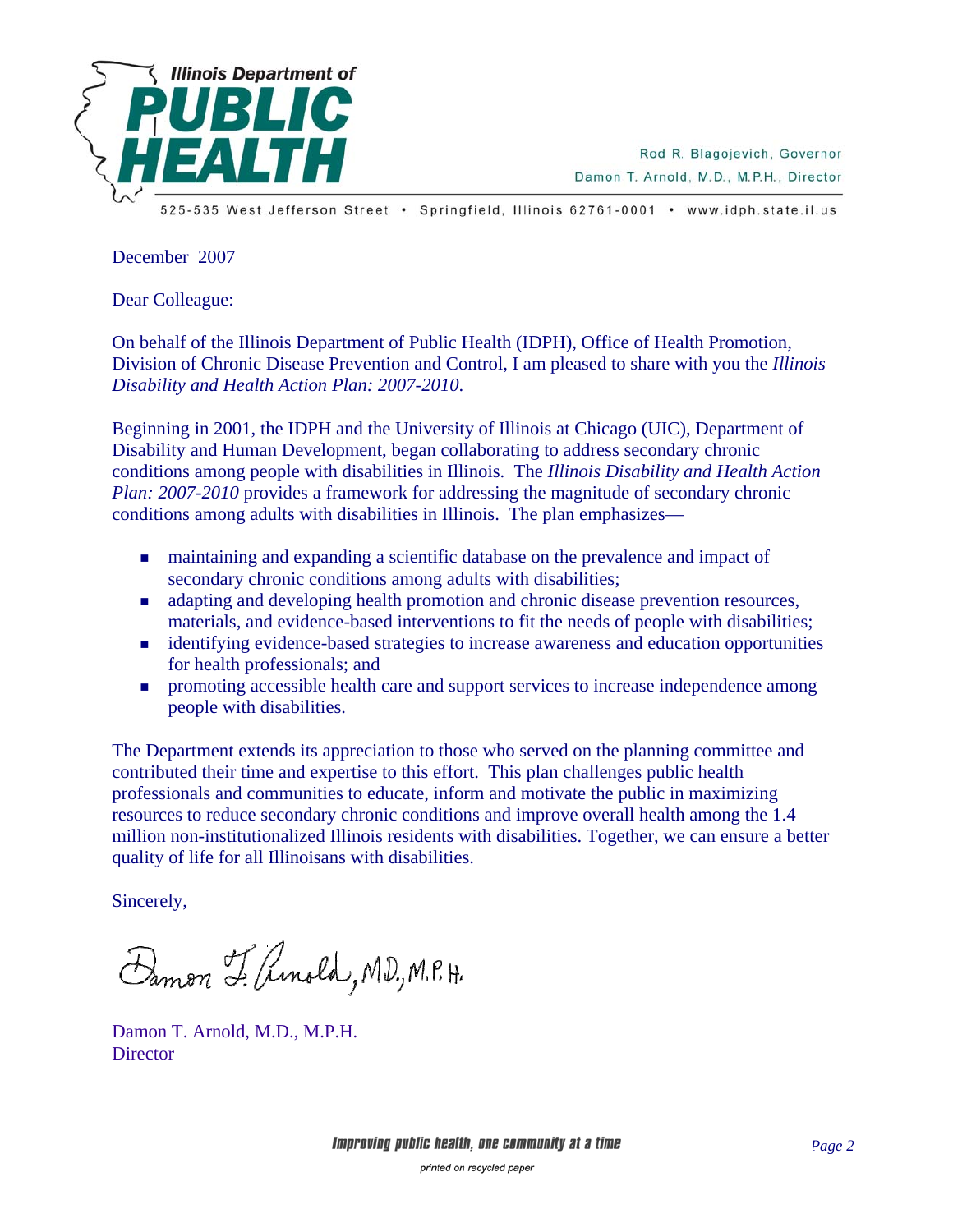**Illinois Department of PUBLIC HEALTH**

Rod R. Blagojevich, Governor
Damon T. Arnold, M.D., M.P.H., Director

525-535 West Jefferson Street • Springfield, Illinois 62761-0001 • www.idph.state.il.us

December 2007

Dear Colleague:

On behalf of the Illinois Department of Public Health (IDPH), Office of Health Promotion, Division of Chronic Disease Prevention and Control, I am pleased to share with you the *Illinois Disability and Health Action Plan: 2007-2010.*

Beginning in 2001, the IDPH and the University of Illinois at Chicago (UIC), Department of Disability and Human Development, began collaborating to address secondary chronic conditions among people with disabilities in Illinois. The *Illinois Disability and Health Action Plan: 2007-2010* provides a framework for addressing the magnitude of secondary chronic conditions among adults with disabilities in Illinois. The plan emphasizes—

- maintaining and expanding a scientific database on the prevalence and impact of secondary chronic conditions among adults with disabilities;
- adapting and developing health promotion and chronic disease prevention resources, materials, and evidence-based interventions to fit the needs of people with disabilities;
- identifying evidence-based strategies to increase awareness and education opportunities for health professionals; and
- promoting accessible health care and support services to increase independence among people with disabilities.

The Department extends its appreciation to those who served on the planning committee and contributed their time and expertise to this effort. This plan challenges public health professionals and communities to educate, inform and motivate the public in maximizing resources to reduce secondary chronic conditions and improve overall health among the 1.4 million non-institutionalized Illinois residents with disabilities. Together, we can ensure a better quality of life for all Illinoisans with disabilities.

Sincerely,

Damon T. Arnold, M.D., M.P.H.

Damon T. Arnold, M.D., M.P.H.
Director

*Improving public health, one community at a time*

*printed on recycled paper*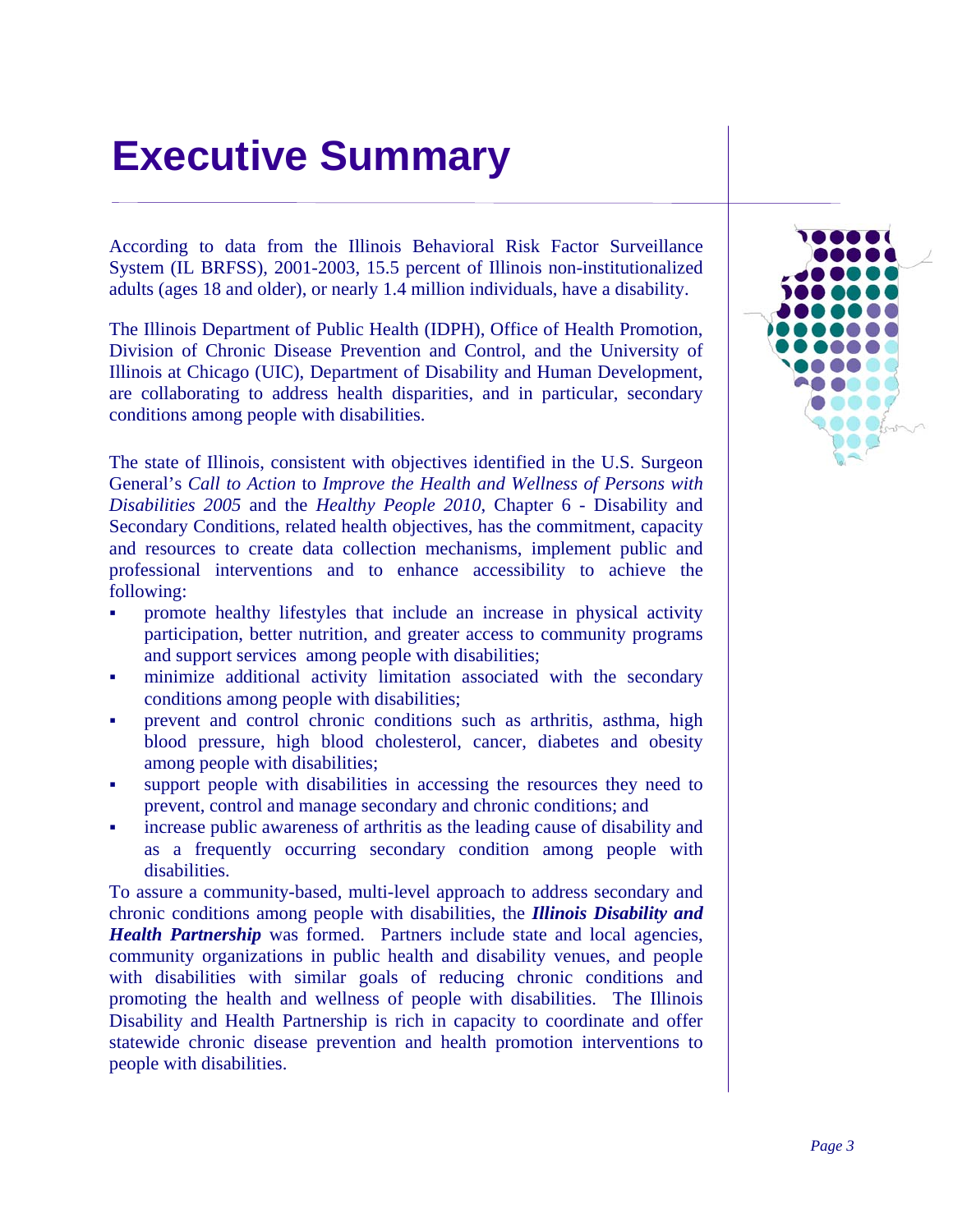# Executive Summary

According to data from the Illinois Behavioral Risk Factor Surveillance System (IL BRFSS), 2001-2003, 15.5 percent of Illinois non-institutionalized adults (ages 18 and older), or nearly 1.4 million individuals, have a disability.

The Illinois Department of Public Health (IDPH), Office of Health Promotion, Division of Chronic Disease Prevention and Control, and the University of Illinois at Chicago (UIC), Department of Disability and Human Development, are collaborating to address health disparities, and in particular, secondary conditions among people with disabilities.

The state of Illinois, consistent with objectives identified in the U.S. Surgeon General's *Call to Action* to *Improve the Health and Wellness of Persons with Disabilities 2005* and the *Healthy People 2010*, Chapter 6 - Disability and Secondary Conditions, related health objectives, has the commitment, capacity and resources to create data collection mechanisms, implement public and professional interventions and to enhance accessibility to achieve the following:

- promote healthy lifestyles that include an increase in physical activity participation, better nutrition, and greater access to community programs and support services among people with disabilities;
- minimize additional activity limitation associated with the secondary conditions among people with disabilities;
- prevent and control chronic conditions such as arthritis, asthma, high blood pressure, high blood cholesterol, cancer, diabetes and obesity among people with disabilities;
- support people with disabilities in accessing the resources they need to prevent, control and manage secondary and chronic conditions; and
- increase public awareness of arthritis as the leading cause of disability and as a frequently occurring secondary condition among people with disabilities.

To assure a community-based, multi-level approach to address secondary and chronic conditions among people with disabilities, the ***Illinois Disability and Health Partnership*** was formed. Partners include state and local agencies, community organizations in public health and disability venues, and people with disabilities with similar goals of reducing chronic conditions and promoting the health and wellness of people with disabilities. The Illinois Disability and Health Partnership is rich in capacity to coordinate and offer statewide chronic disease prevention and health promotion interventions to people with disabilities.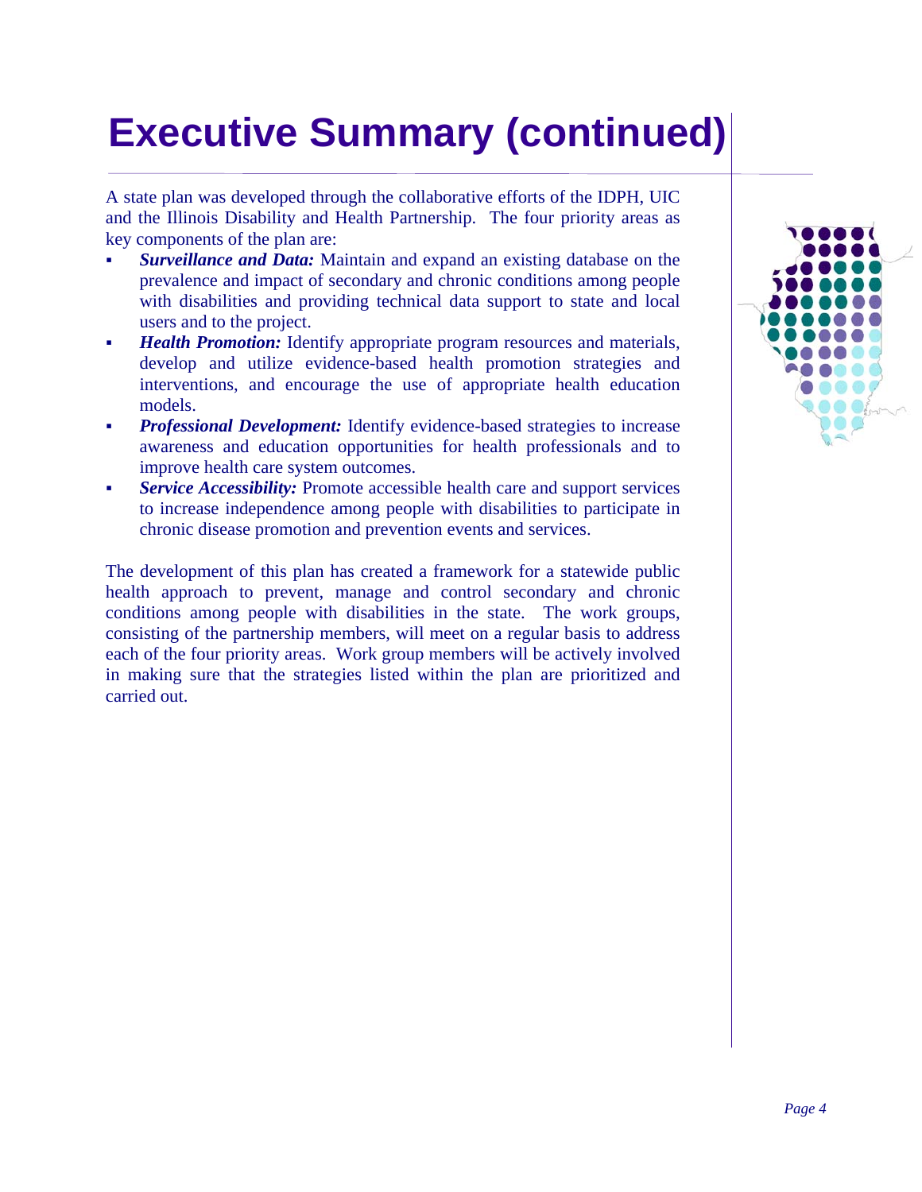# Executive Summary (continued)

A state plan was developed through the collaborative efforts of the IDPH, UIC and the Illinois Disability and Health Partnership. The four priority areas as key components of the plan are:

- ***Surveillance and Data:*** Maintain and expand an existing database on the prevalence and impact of secondary and chronic conditions among people with disabilities and providing technical data support to state and local users and to the project.
- ***Health Promotion:*** Identify appropriate program resources and materials, develop and utilize evidence-based health promotion strategies and interventions, and encourage the use of appropriate health education models.
- ***Professional Development:*** Identify evidence-based strategies to increase awareness and education opportunities for health professionals and to improve health care system outcomes.
- ***Service Accessibility:*** Promote accessible health care and support services to increase independence among people with disabilities to participate in chronic disease promotion and prevention events and services.

The development of this plan has created a framework for a statewide public health approach to prevent, manage and control secondary and chronic conditions among people with disabilities in the state. The work groups, consisting of the partnership members, will meet on a regular basis to address each of the four priority areas. Work group members will be actively involved in making sure that the strategies listed within the plan are prioritized and carried out.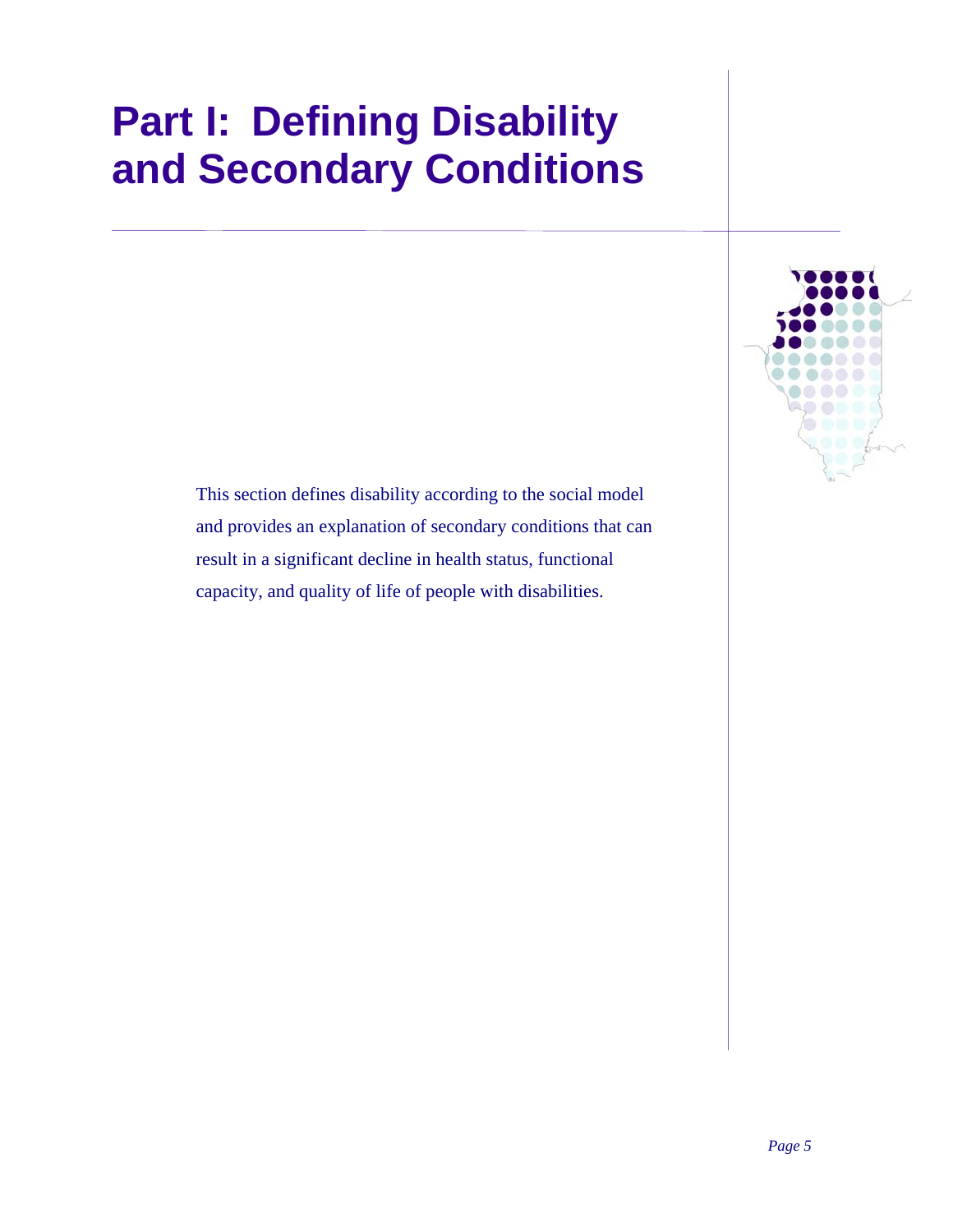# Part I: Defining Disability and Secondary Conditions

This section defines disability according to the social model and provides an explanation of secondary conditions that can result in a significant decline in health status, functional capacity, and quality of life of people with disabilities.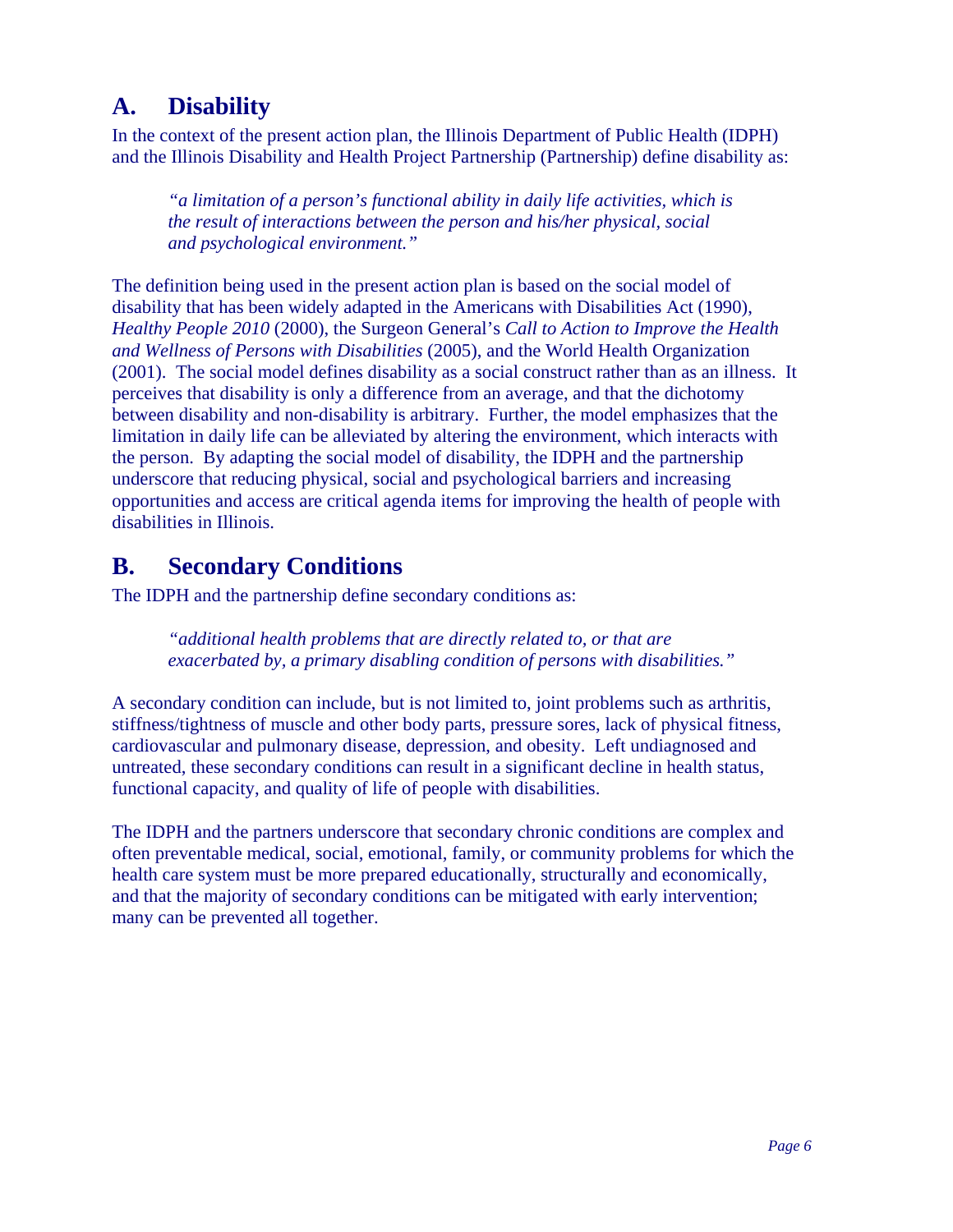## A. Disability

In the context of the present action plan, the Illinois Department of Public Health (IDPH) and the Illinois Disability and Health Project Partnership (Partnership) define disability as:

> *"a limitation of a person's functional ability in daily life activities, which is the result of interactions between the person and his/her physical, social and psychological environment."*

The definition being used in the present action plan is based on the social model of disability that has been widely adapted in the Americans with Disabilities Act (1990), *Healthy People 2010* (2000), the Surgeon General's *Call to Action to Improve the Health and Wellness of Persons with Disabilities* (2005), and the World Health Organization (2001). The social model defines disability as a social construct rather than as an illness. It perceives that disability is only a difference from an average, and that the dichotomy between disability and non-disability is arbitrary. Further, the model emphasizes that the limitation in daily life can be alleviated by altering the environment, which interacts with the person. By adapting the social model of disability, the IDPH and the partnership underscore that reducing physical, social and psychological barriers and increasing opportunities and access are critical agenda items for improving the health of people with disabilities in Illinois.

## B. Secondary Conditions

The IDPH and the partnership define secondary conditions as:

> *"additional health problems that are directly related to, or that are exacerbated by, a primary disabling condition of persons with disabilities."*

A secondary condition can include, but is not limited to, joint problems such as arthritis, stiffness/tightness of muscle and other body parts, pressure sores, lack of physical fitness, cardiovascular and pulmonary disease, depression, and obesity. Left undiagnosed and untreated, these secondary conditions can result in a significant decline in health status, functional capacity, and quality of life of people with disabilities.

The IDPH and the partners underscore that secondary chronic conditions are complex and often preventable medical, social, emotional, family, or community problems for which the health care system must be more prepared educationally, structurally and economically, and that the majority of secondary conditions can be mitigated with early intervention; many can be prevented all together.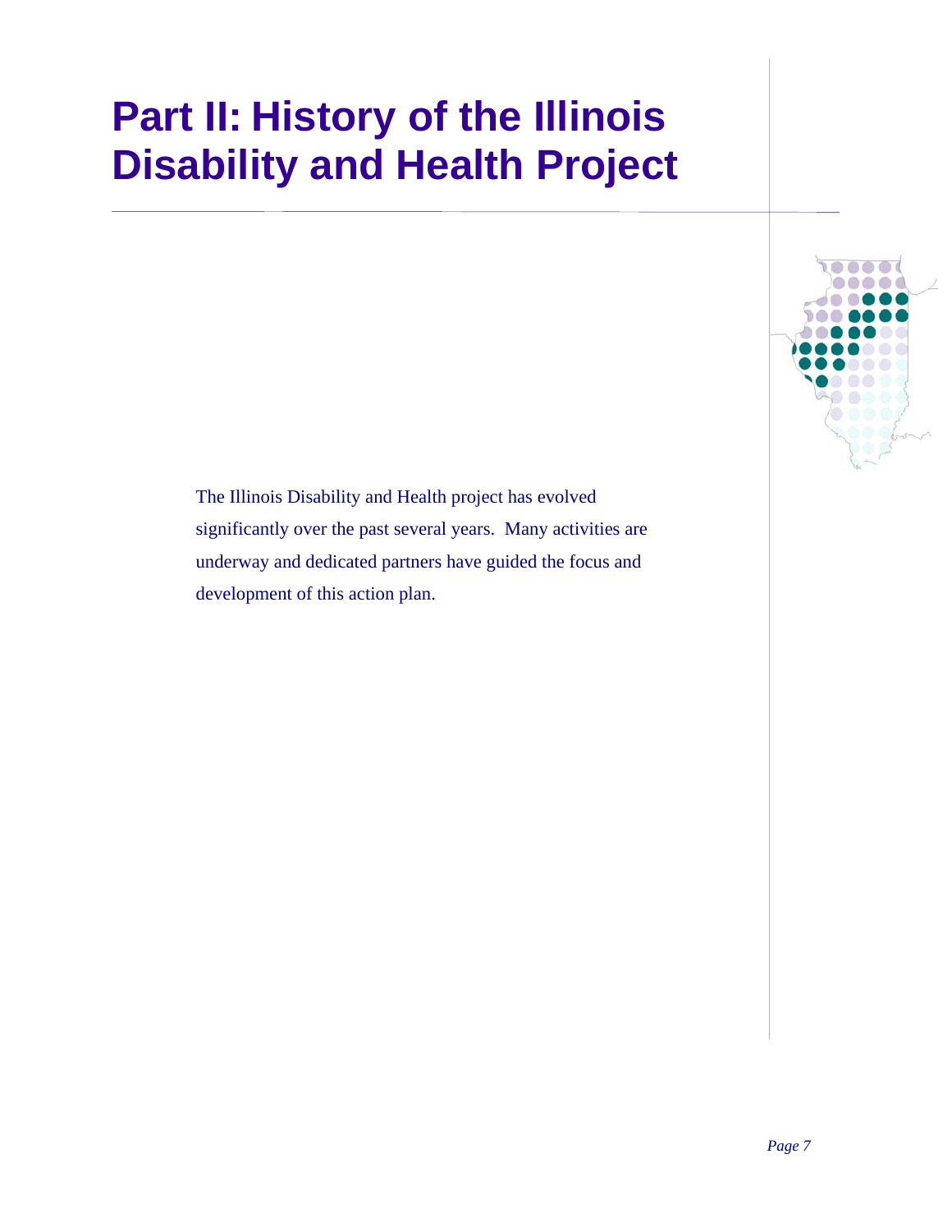# Part II: History of the Illinois Disability and Health Project

The Illinois Disability and Health project has evolved significantly over the past several years. Many activities are underway and dedicated partners have guided the focus and development of this action plan.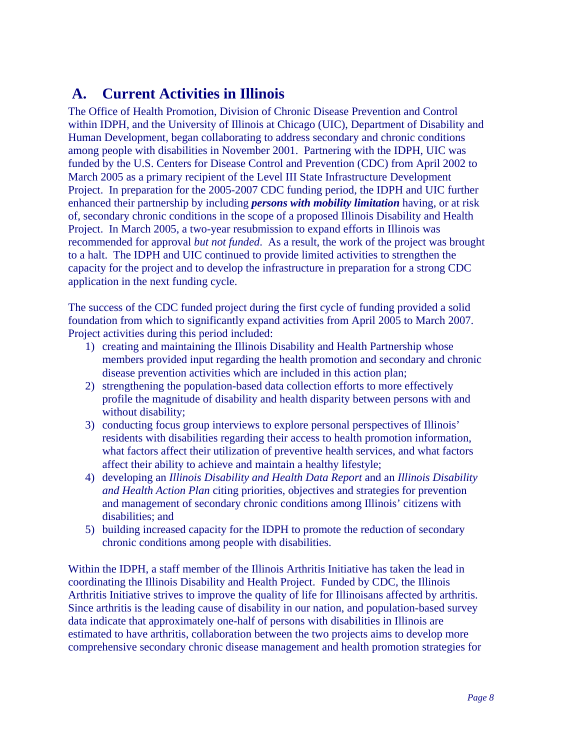## A. Current Activities in Illinois

The Office of Health Promotion, Division of Chronic Disease Prevention and Control within IDPH, and the University of Illinois at Chicago (UIC), Department of Disability and Human Development, began collaborating to address secondary and chronic conditions among people with disabilities in November 2001. Partnering with the IDPH, UIC was funded by the U.S. Centers for Disease Control and Prevention (CDC) from April 2002 to March 2005 as a primary recipient of the Level III State Infrastructure Development Project. In preparation for the 2005-2007 CDC funding period, the IDPH and UIC further enhanced their partnership by including ***persons with mobility limitation*** having, or at risk of, secondary chronic conditions in the scope of a proposed Illinois Disability and Health Project. In March 2005, a two-year resubmission to expand efforts in Illinois was recommended for approval *but not funded*. As a result, the work of the project was brought to a halt. The IDPH and UIC continued to provide limited activities to strengthen the capacity for the project and to develop the infrastructure in preparation for a strong CDC application in the next funding cycle.

The success of the CDC funded project during the first cycle of funding provided a solid foundation from which to significantly expand activities from April 2005 to March 2007. Project activities during this period included:

1) creating and maintaining the Illinois Disability and Health Partnership whose members provided input regarding the health promotion and secondary and chronic disease prevention activities which are included in this action plan;
2) strengthening the population-based data collection efforts to more effectively profile the magnitude of disability and health disparity between persons with and without disability;
3) conducting focus group interviews to explore personal perspectives of Illinois' residents with disabilities regarding their access to health promotion information, what factors affect their utilization of preventive health services, and what factors affect their ability to achieve and maintain a healthy lifestyle;
4) developing an *Illinois Disability and Health Data Report* and an *Illinois Disability and Health Action Plan* citing priorities, objectives and strategies for prevention and management of secondary chronic conditions among Illinois' citizens with disabilities; and
5) building increased capacity for the IDPH to promote the reduction of secondary chronic conditions among people with disabilities.

Within the IDPH, a staff member of the Illinois Arthritis Initiative has taken the lead in coordinating the Illinois Disability and Health Project. Funded by CDC, the Illinois Arthritis Initiative strives to improve the quality of life for Illinoisans affected by arthritis. Since arthritis is the leading cause of disability in our nation, and population-based survey data indicate that approximately one-half of persons with disabilities in Illinois are estimated to have arthritis, collaboration between the two projects aims to develop more comprehensive secondary chronic disease management and health promotion strategies for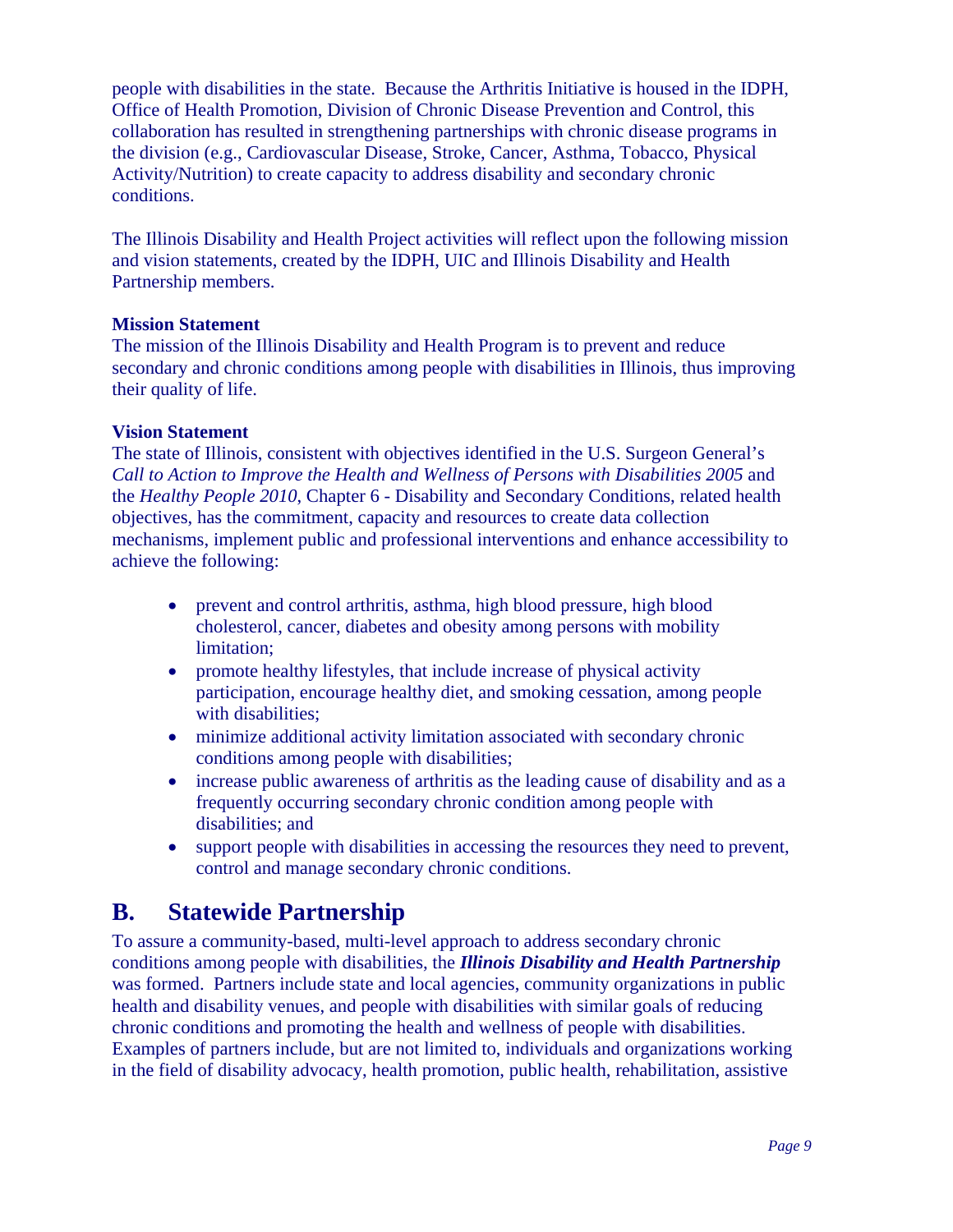people with disabilities in the state. Because the Arthritis Initiative is housed in the IDPH, Office of Health Promotion, Division of Chronic Disease Prevention and Control, this collaboration has resulted in strengthening partnerships with chronic disease programs in the division (e.g., Cardiovascular Disease, Stroke, Cancer, Asthma, Tobacco, Physical Activity/Nutrition) to create capacity to address disability and secondary chronic conditions.

The Illinois Disability and Health Project activities will reflect upon the following mission and vision statements, created by the IDPH, UIC and Illinois Disability and Health Partnership members.

**Mission Statement**
The mission of the Illinois Disability and Health Program is to prevent and reduce secondary and chronic conditions among people with disabilities in Illinois, thus improving their quality of life.

**Vision Statement**
The state of Illinois, consistent with objectives identified in the U.S. Surgeon General's *Call to Action to Improve the Health and Wellness of Persons with Disabilities 2005* and the *Healthy People 2010*, Chapter 6 - Disability and Secondary Conditions, related health objectives, has the commitment, capacity and resources to create data collection mechanisms, implement public and professional interventions and enhance accessibility to achieve the following:

- prevent and control arthritis, asthma, high blood pressure, high blood cholesterol, cancer, diabetes and obesity among persons with mobility limitation;
- promote healthy lifestyles, that include increase of physical activity participation, encourage healthy diet, and smoking cessation, among people with disabilities;
- minimize additional activity limitation associated with secondary chronic conditions among people with disabilities;
- increase public awareness of arthritis as the leading cause of disability and as a frequently occurring secondary chronic condition among people with disabilities; and
- support people with disabilities in accessing the resources they need to prevent, control and manage secondary chronic conditions.

## B. Statewide Partnership

To assure a community-based, multi-level approach to address secondary chronic conditions among people with disabilities, the ***Illinois Disability and Health Partnership*** was formed. Partners include state and local agencies, community organizations in public health and disability venues, and people with disabilities with similar goals of reducing chronic conditions and promoting the health and wellness of people with disabilities. Examples of partners include, but are not limited to, individuals and organizations working in the field of disability advocacy, health promotion, public health, rehabilitation, assistive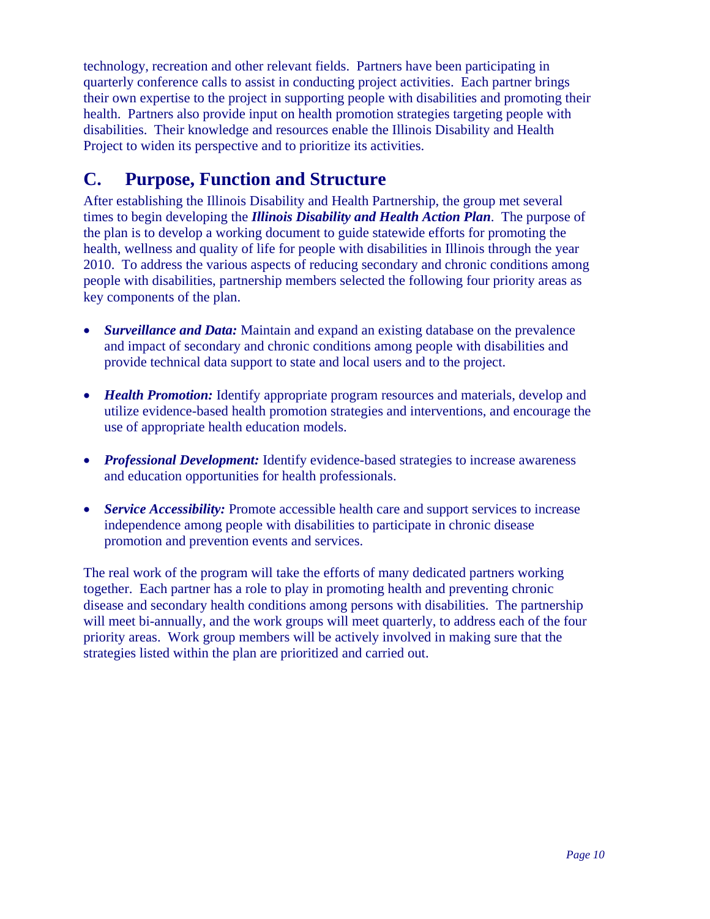technology, recreation and other relevant fields. Partners have been participating in quarterly conference calls to assist in conducting project activities. Each partner brings their own expertise to the project in supporting people with disabilities and promoting their health. Partners also provide input on health promotion strategies targeting people with disabilities. Their knowledge and resources enable the Illinois Disability and Health Project to widen its perspective and to prioritize its activities.

## C. Purpose, Function and Structure

After establishing the Illinois Disability and Health Partnership, the group met several times to begin developing the ***Illinois Disability and Health Action Plan***. The purpose of the plan is to develop a working document to guide statewide efforts for promoting the health, wellness and quality of life for people with disabilities in Illinois through the year 2010. To address the various aspects of reducing secondary and chronic conditions among people with disabilities, partnership members selected the following four priority areas as key components of the plan.

- ***Surveillance and Data:*** Maintain and expand an existing database on the prevalence and impact of secondary and chronic conditions among people with disabilities and provide technical data support to state and local users and to the project.

- ***Health Promotion:*** Identify appropriate program resources and materials, develop and utilize evidence-based health promotion strategies and interventions, and encourage the use of appropriate health education models.

- ***Professional Development:*** Identify evidence-based strategies to increase awareness and education opportunities for health professionals.

- ***Service Accessibility:*** Promote accessible health care and support services to increase independence among people with disabilities to participate in chronic disease promotion and prevention events and services.

The real work of the program will take the efforts of many dedicated partners working together. Each partner has a role to play in promoting health and preventing chronic disease and secondary health conditions among persons with disabilities. The partnership will meet bi-annually, and the work groups will meet quarterly, to address each of the four priority areas. Work group members will be actively involved in making sure that the strategies listed within the plan are prioritized and carried out.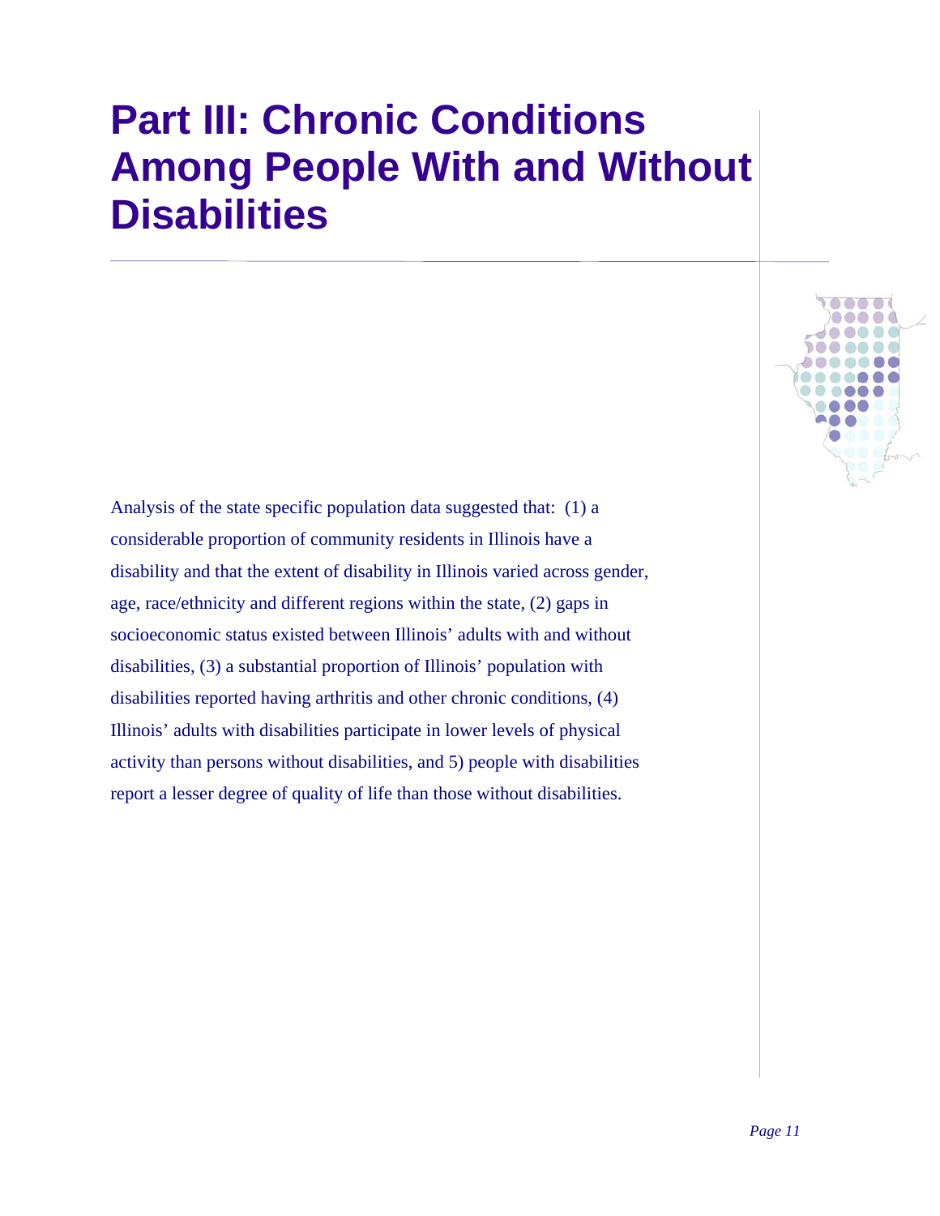# Part III: Chronic Conditions Among People With and Without Disabilities

Analysis of the state specific population data suggested that: (1) a considerable proportion of community residents in Illinois have a disability and that the extent of disability in Illinois varied across gender, age, race/ethnicity and different regions within the state, (2) gaps in socioeconomic status existed between Illinois' adults with and without disabilities, (3) a substantial proportion of Illinois' population with disabilities reported having arthritis and other chronic conditions, (4) Illinois' adults with disabilities participate in lower levels of physical activity than persons without disabilities, and 5) people with disabilities report a lesser degree of quality of life than those without disabilities.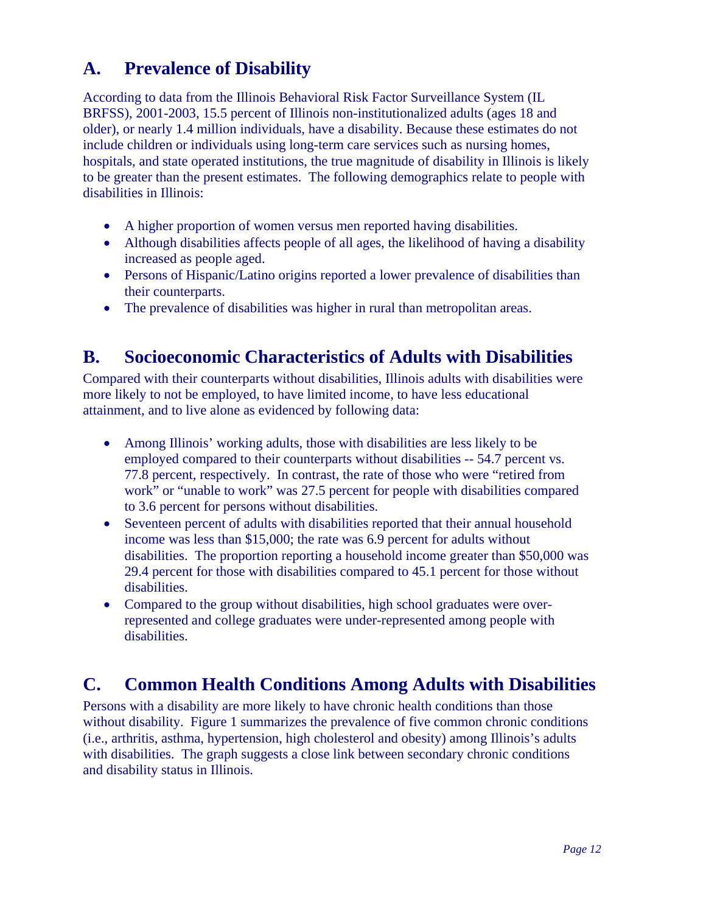## A. Prevalence of Disability

According to data from the Illinois Behavioral Risk Factor Surveillance System (IL BRFSS), 2001-2003, 15.5 percent of Illinois non-institutionalized adults (ages 18 and older), or nearly 1.4 million individuals, have a disability. Because these estimates do not include children or individuals using long-term care services such as nursing homes, hospitals, and state operated institutions, the true magnitude of disability in Illinois is likely to be greater than the present estimates. The following demographics relate to people with disabilities in Illinois:

- A higher proportion of women versus men reported having disabilities.
- Although disabilities affects people of all ages, the likelihood of having a disability increased as people aged.
- Persons of Hispanic/Latino origins reported a lower prevalence of disabilities than their counterparts.
- The prevalence of disabilities was higher in rural than metropolitan areas.

## B. Socioeconomic Characteristics of Adults with Disabilities

Compared with their counterparts without disabilities, Illinois adults with disabilities were more likely to not be employed, to have limited income, to have less educational attainment, and to live alone as evidenced by following data:

- Among Illinois' working adults, those with disabilities are less likely to be employed compared to their counterparts without disabilities -- 54.7 percent vs. 77.8 percent, respectively. In contrast, the rate of those who were "retired from work" or "unable to work" was 27.5 percent for people with disabilities compared to 3.6 percent for persons without disabilities.
- Seventeen percent of adults with disabilities reported that their annual household income was less than $15,000; the rate was 6.9 percent for adults without disabilities. The proportion reporting a household income greater than $50,000 was 29.4 percent for those with disabilities compared to 45.1 percent for those without disabilities.
- Compared to the group without disabilities, high school graduates were over-represented and college graduates were under-represented among people with disabilities.

## C. Common Health Conditions Among Adults with Disabilities

Persons with a disability are more likely to have chronic health conditions than those without disability. Figure 1 summarizes the prevalence of five common chronic conditions (i.e., arthritis, asthma, hypertension, high cholesterol and obesity) among Illinois's adults with disabilities. The graph suggests a close link between secondary chronic conditions and disability status in Illinois.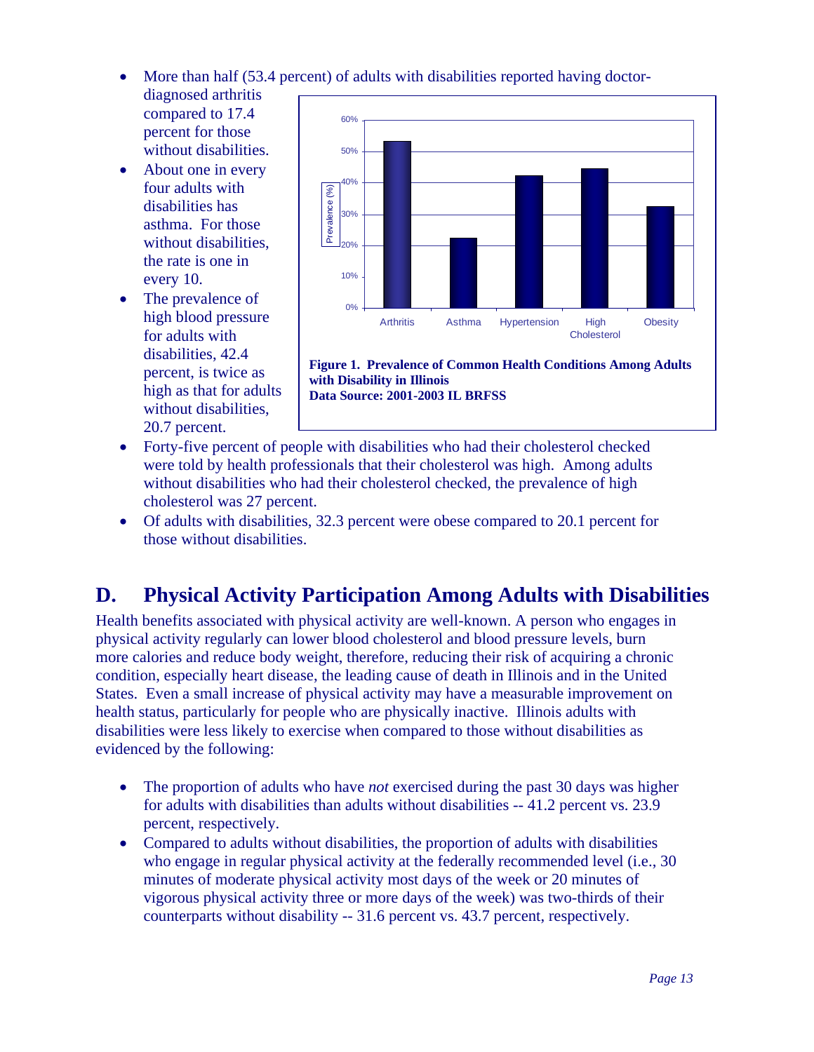- More than half (53.4 percent) of adults with disabilities reported having doctor-diagnosed arthritis compared to 17.4 percent for those without disabilities.
- About one in every four adults with disabilities has asthma. For those without disabilities, the rate is one in every 10.
- The prevalence of high blood pressure for adults with disabilities, 42.4 percent, is twice as high as that for adults without disabilities, 20.7 percent.

**Figure 1. Prevalence of Common Health Conditions Among Adults with Disability in Illinois**
**Data Source: 2001-2003 IL BRFSS**

- Forty-five percent of people with disabilities who had their cholesterol checked were told by health professionals that their cholesterol was high. Among adults without disabilities who had their cholesterol checked, the prevalence of high cholesterol was 27 percent.
- Of adults with disabilities, 32.3 percent were obese compared to 20.1 percent for those without disabilities.

## D. Physical Activity Participation Among Adults with Disabilities

Health benefits associated with physical activity are well-known. A person who engages in physical activity regularly can lower blood cholesterol and blood pressure levels, burn more calories and reduce body weight, therefore, reducing their risk of acquiring a chronic condition, especially heart disease, the leading cause of death in Illinois and in the United States. Even a small increase of physical activity may have a measurable improvement on health status, particularly for people who are physically inactive. Illinois adults with disabilities were less likely to exercise when compared to those without disabilities as evidenced by the following:

- The proportion of adults who have *not* exercised during the past 30 days was higher for adults with disabilities than adults without disabilities -- 41.2 percent vs. 23.9 percent, respectively.
- Compared to adults without disabilities, the proportion of adults with disabilities who engage in regular physical activity at the federally recommended level (i.e., 30 minutes of moderate physical activity most days of the week or 20 minutes of vigorous physical activity three or more days of the week) was two-thirds of their counterparts without disability -- 31.6 percent vs. 43.7 percent, respectively.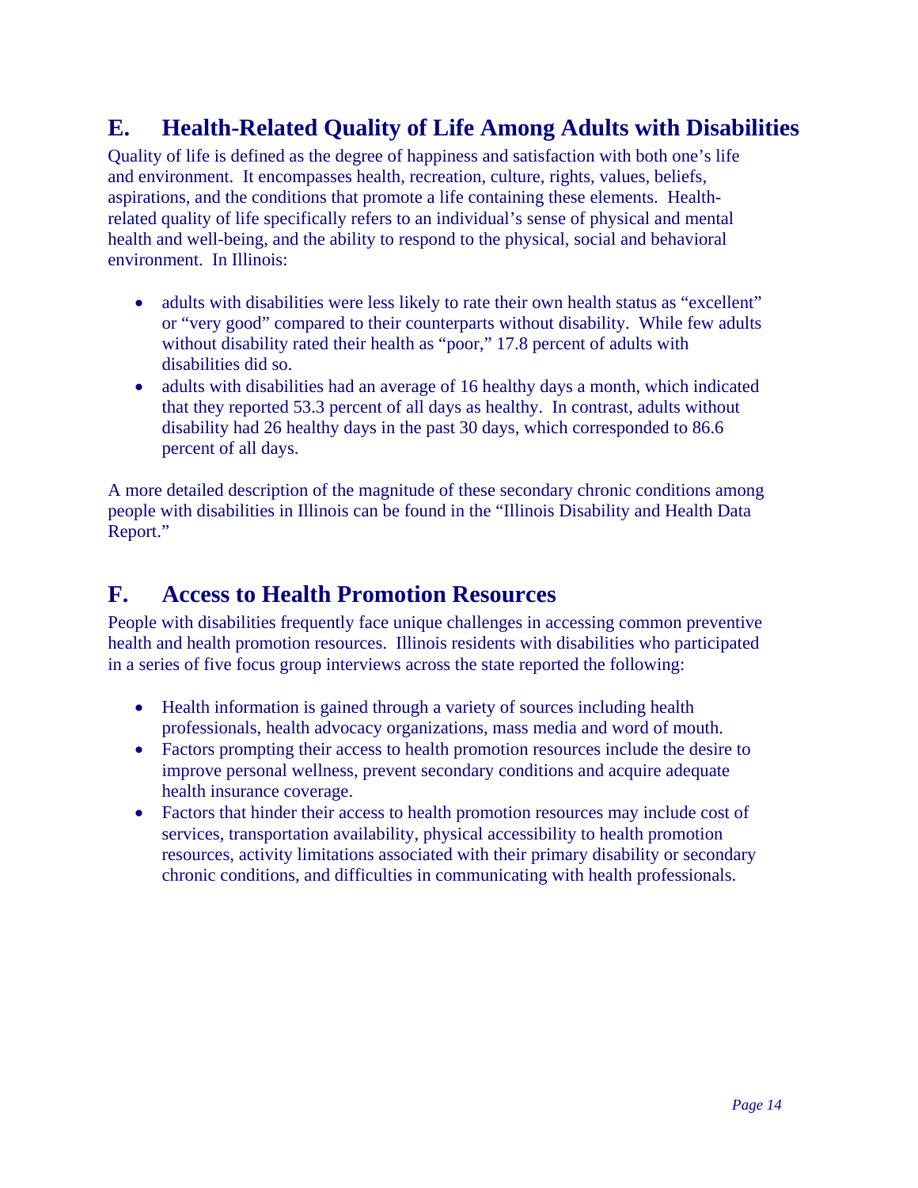## E. Health-Related Quality of Life Among Adults with Disabilities

Quality of life is defined as the degree of happiness and satisfaction with both one's life and environment. It encompasses health, recreation, culture, rights, values, beliefs, aspirations, and the conditions that promote a life containing these elements. Health-related quality of life specifically refers to an individual's sense of physical and mental health and well-being, and the ability to respond to the physical, social and behavioral environment. In Illinois:

- adults with disabilities were less likely to rate their own health status as "excellent" or "very good" compared to their counterparts without disability. While few adults without disability rated their health as "poor," 17.8 percent of adults with disabilities did so.
- adults with disabilities had an average of 16 healthy days a month, which indicated that they reported 53.3 percent of all days as healthy. In contrast, adults without disability had 26 healthy days in the past 30 days, which corresponded to 86.6 percent of all days.

A more detailed description of the magnitude of these secondary chronic conditions among people with disabilities in Illinois can be found in the "Illinois Disability and Health Data Report."

## F. Access to Health Promotion Resources

People with disabilities frequently face unique challenges in accessing common preventive health and health promotion resources. Illinois residents with disabilities who participated in a series of five focus group interviews across the state reported the following:

- Health information is gained through a variety of sources including health professionals, health advocacy organizations, mass media and word of mouth.
- Factors prompting their access to health promotion resources include the desire to improve personal wellness, prevent secondary conditions and acquire adequate health insurance coverage.
- Factors that hinder their access to health promotion resources may include cost of services, transportation availability, physical accessibility to health promotion resources, activity limitations associated with their primary disability or secondary chronic conditions, and difficulties in communicating with health professionals.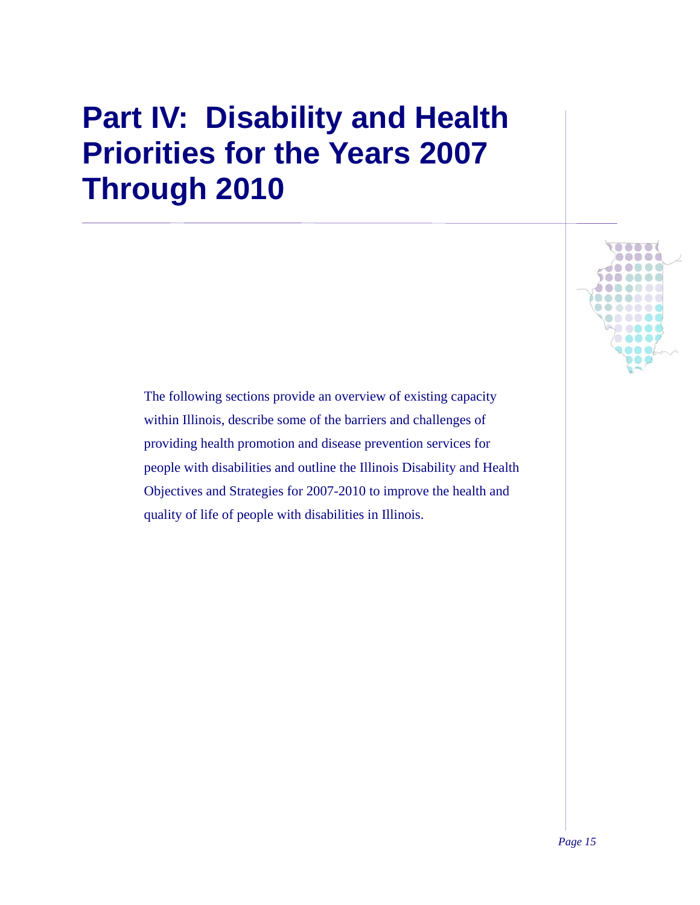# Part IV: Disability and Health Priorities for the Years 2007 Through 2010

The following sections provide an overview of existing capacity within Illinois, describe some of the barriers and challenges of providing health promotion and disease prevention services for people with disabilities and outline the Illinois Disability and Health Objectives and Strategies for 2007-2010 to improve the health and quality of life of people with disabilities in Illinois.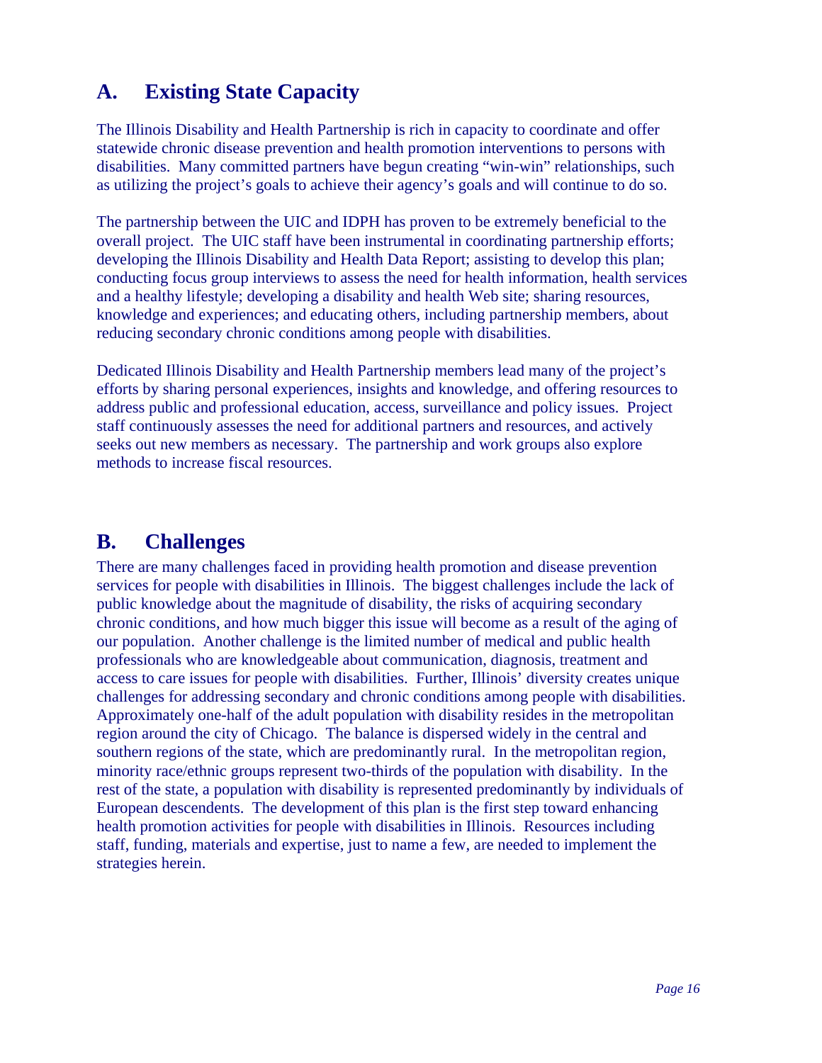## A. Existing State Capacity

The Illinois Disability and Health Partnership is rich in capacity to coordinate and offer statewide chronic disease prevention and health promotion interventions to persons with disabilities. Many committed partners have begun creating "win-win" relationships, such as utilizing the project's goals to achieve their agency's goals and will continue to do so.

The partnership between the UIC and IDPH has proven to be extremely beneficial to the overall project. The UIC staff have been instrumental in coordinating partnership efforts; developing the Illinois Disability and Health Data Report; assisting to develop this plan; conducting focus group interviews to assess the need for health information, health services and a healthy lifestyle; developing a disability and health Web site; sharing resources, knowledge and experiences; and educating others, including partnership members, about reducing secondary chronic conditions among people with disabilities.

Dedicated Illinois Disability and Health Partnership members lead many of the project's efforts by sharing personal experiences, insights and knowledge, and offering resources to address public and professional education, access, surveillance and policy issues. Project staff continuously assesses the need for additional partners and resources, and actively seeks out new members as necessary. The partnership and work groups also explore methods to increase fiscal resources.

## B. Challenges

There are many challenges faced in providing health promotion and disease prevention services for people with disabilities in Illinois. The biggest challenges include the lack of public knowledge about the magnitude of disability, the risks of acquiring secondary chronic conditions, and how much bigger this issue will become as a result of the aging of our population. Another challenge is the limited number of medical and public health professionals who are knowledgeable about communication, diagnosis, treatment and access to care issues for people with disabilities. Further, Illinois' diversity creates unique challenges for addressing secondary and chronic conditions among people with disabilities. Approximately one-half of the adult population with disability resides in the metropolitan region around the city of Chicago. The balance is dispersed widely in the central and southern regions of the state, which are predominantly rural. In the metropolitan region, minority race/ethnic groups represent two-thirds of the population with disability. In the rest of the state, a population with disability is represented predominantly by individuals of European descendents. The development of this plan is the first step toward enhancing health promotion activities for people with disabilities in Illinois. Resources including staff, funding, materials and expertise, just to name a few, are needed to implement the strategies herein.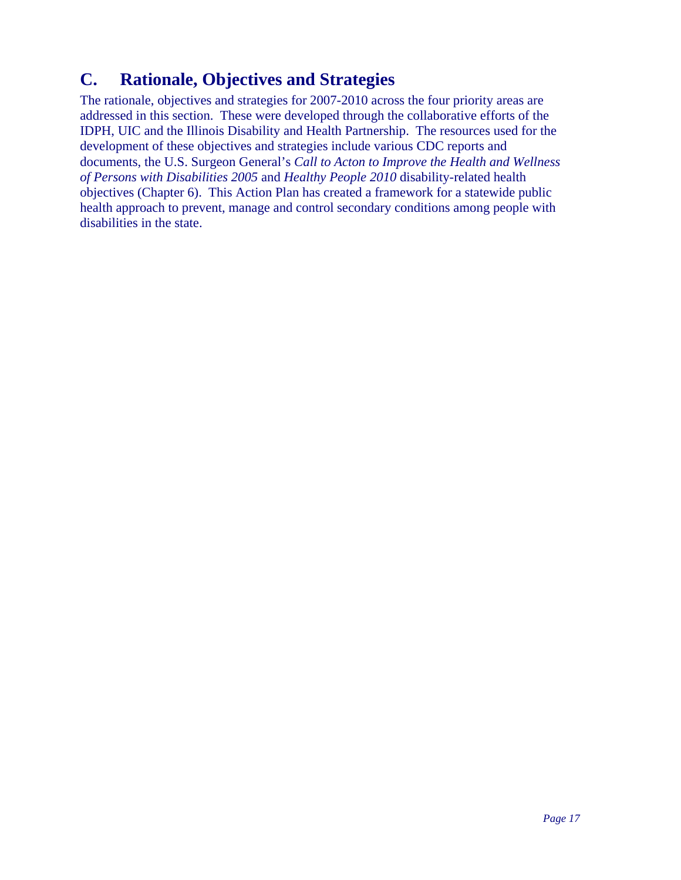## C. Rationale, Objectives and Strategies

The rationale, objectives and strategies for 2007-2010 across the four priority areas are addressed in this section. These were developed through the collaborative efforts of the IDPH, UIC and the Illinois Disability and Health Partnership. The resources used for the development of these objectives and strategies include various CDC reports and documents, the U.S. Surgeon General's *Call to Acton to Improve the Health and Wellness of Persons with Disabilities 2005* and *Healthy People 2010* disability-related health objectives (Chapter 6). This Action Plan has created a framework for a statewide public health approach to prevent, manage and control secondary conditions among people with disabilities in the state.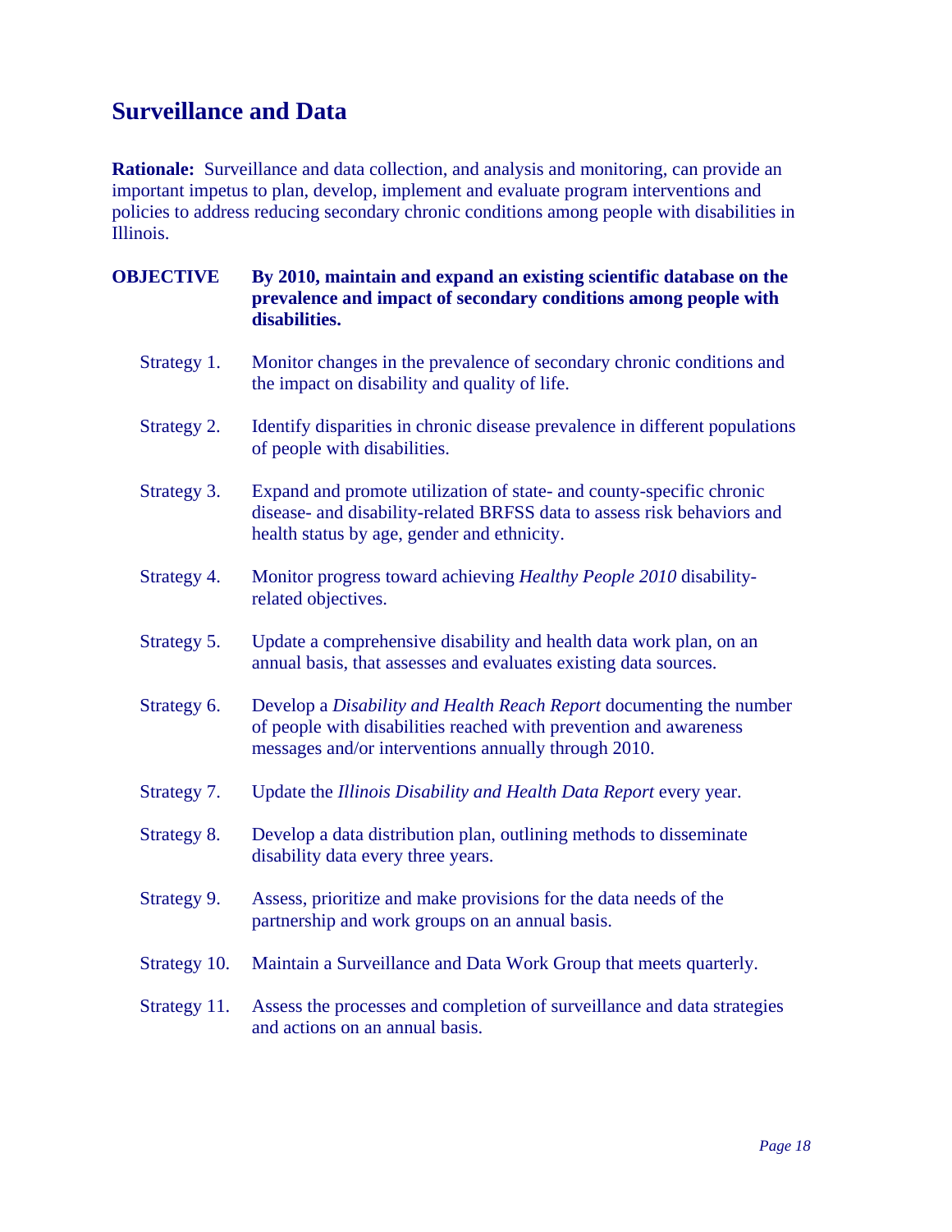## Surveillance and Data

**Rationale:** Surveillance and data collection, and analysis and monitoring, can provide an important impetus to plan, develop, implement and evaluate program interventions and policies to address reducing secondary chronic conditions among people with disabilities in Illinois.

**OBJECTIVE** **By 2010, maintain and expand an existing scientific database on the prevalence and impact of secondary conditions among people with disabilities.**

Strategy 1. Monitor changes in the prevalence of secondary chronic conditions and the impact on disability and quality of life.

Strategy 2. Identify disparities in chronic disease prevalence in different populations of people with disabilities.

Strategy 3. Expand and promote utilization of state- and county-specific chronic disease- and disability-related BRFSS data to assess risk behaviors and health status by age, gender and ethnicity.

Strategy 4. Monitor progress toward achieving *Healthy People 2010* disability-related objectives.

Strategy 5. Update a comprehensive disability and health data work plan, on an annual basis, that assesses and evaluates existing data sources.

Strategy 6. Develop a *Disability and Health Reach Report* documenting the number of people with disabilities reached with prevention and awareness messages and/or interventions annually through 2010.

Strategy 7. Update the *Illinois Disability and Health Data Report* every year.

Strategy 8. Develop a data distribution plan, outlining methods to disseminate disability data every three years.

Strategy 9. Assess, prioritize and make provisions for the data needs of the partnership and work groups on an annual basis.

Strategy 10. Maintain a Surveillance and Data Work Group that meets quarterly.

Strategy 11. Assess the processes and completion of surveillance and data strategies and actions on an annual basis.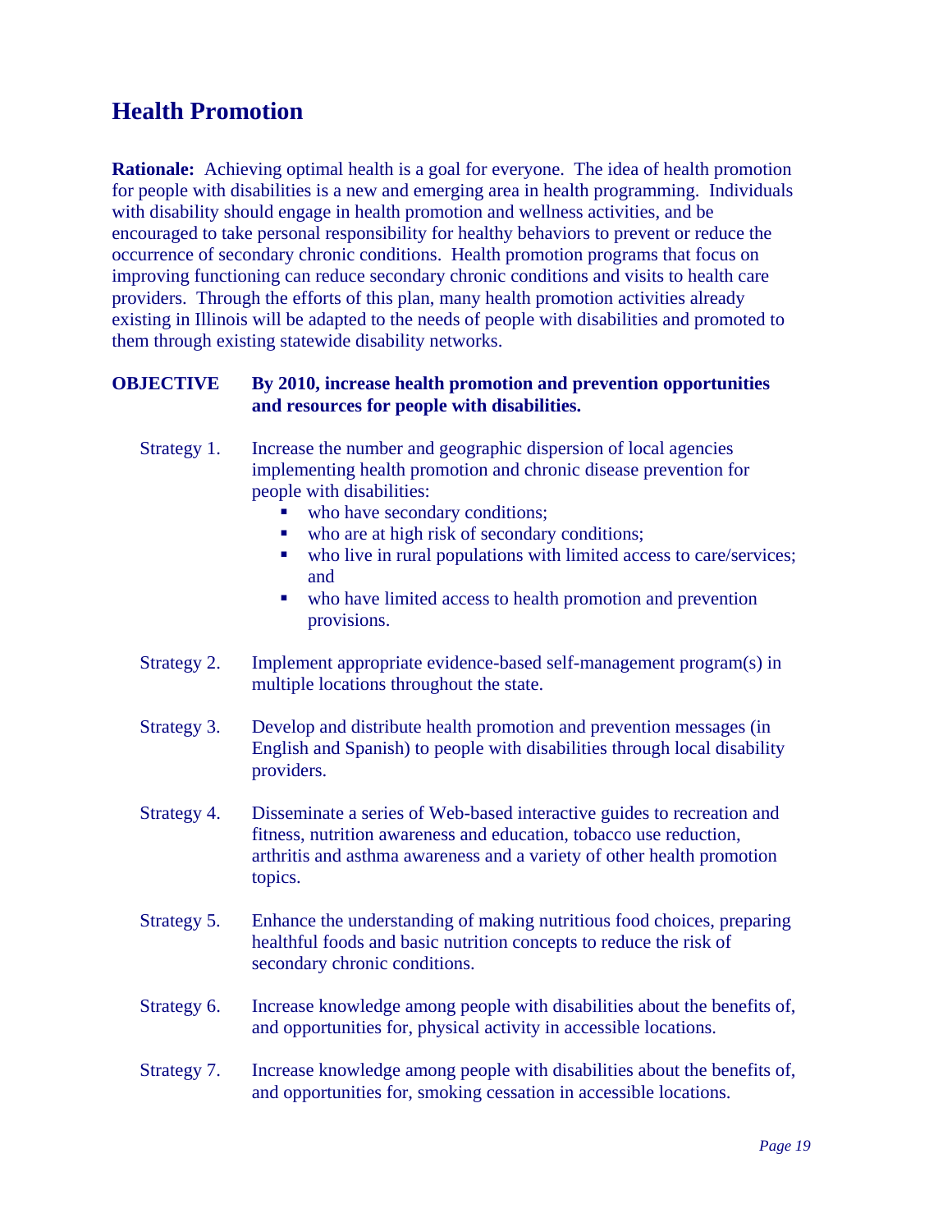## Health Promotion

**Rationale:** Achieving optimal health is a goal for everyone. The idea of health promotion for people with disabilities is a new and emerging area in health programming. Individuals with disability should engage in health promotion and wellness activities, and be encouraged to take personal responsibility for healthy behaviors to prevent or reduce the occurrence of secondary chronic conditions. Health promotion programs that focus on improving functioning can reduce secondary chronic conditions and visits to health care providers. Through the efforts of this plan, many health promotion activities already existing in Illinois will be adapted to the needs of people with disabilities and promoted to them through existing statewide disability networks.

**OBJECTIVE** **By 2010, increase health promotion and prevention opportunities and resources for people with disabilities.**

Strategy 1. Increase the number and geographic dispersion of local agencies implementing health promotion and chronic disease prevention for people with disabilities:

- who have secondary conditions;
- who are at high risk of secondary conditions;
- who live in rural populations with limited access to care/services; and
- who have limited access to health promotion and prevention provisions.

Strategy 2. Implement appropriate evidence-based self-management program(s) in multiple locations throughout the state.

Strategy 3. Develop and distribute health promotion and prevention messages (in English and Spanish) to people with disabilities through local disability providers.

Strategy 4. Disseminate a series of Web-based interactive guides to recreation and fitness, nutrition awareness and education, tobacco use reduction, arthritis and asthma awareness and a variety of other health promotion topics.

Strategy 5. Enhance the understanding of making nutritious food choices, preparing healthful foods and basic nutrition concepts to reduce the risk of secondary chronic conditions.

Strategy 6. Increase knowledge among people with disabilities about the benefits of, and opportunities for, physical activity in accessible locations.

Strategy 7. Increase knowledge among people with disabilities about the benefits of, and opportunities for, smoking cessation in accessible locations.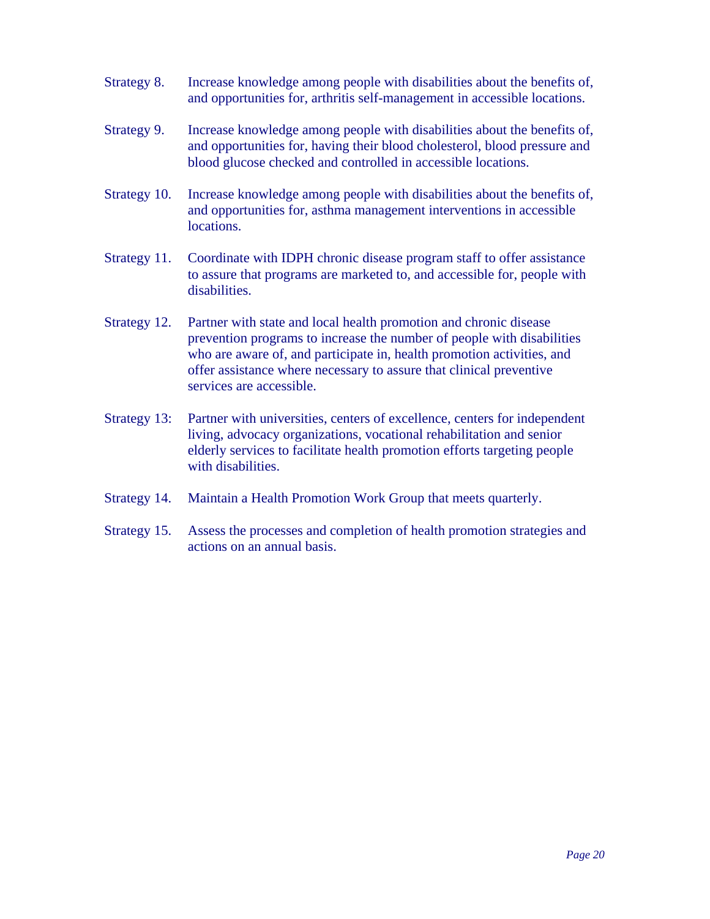Strategy 8. Increase knowledge among people with disabilities about the benefits of, and opportunities for, arthritis self-management in accessible locations.

Strategy 9. Increase knowledge among people with disabilities about the benefits of, and opportunities for, having their blood cholesterol, blood pressure and blood glucose checked and controlled in accessible locations.

Strategy 10. Increase knowledge among people with disabilities about the benefits of, and opportunities for, asthma management interventions in accessible locations.

Strategy 11. Coordinate with IDPH chronic disease program staff to offer assistance to assure that programs are marketed to, and accessible for, people with disabilities.

Strategy 12. Partner with state and local health promotion and chronic disease prevention programs to increase the number of people with disabilities who are aware of, and participate in, health promotion activities, and offer assistance where necessary to assure that clinical preventive services are accessible.

Strategy 13: Partner with universities, centers of excellence, centers for independent living, advocacy organizations, vocational rehabilitation and senior elderly services to facilitate health promotion efforts targeting people with disabilities.

Strategy 14. Maintain a Health Promotion Work Group that meets quarterly.

Strategy 15. Assess the processes and completion of health promotion strategies and actions on an annual basis.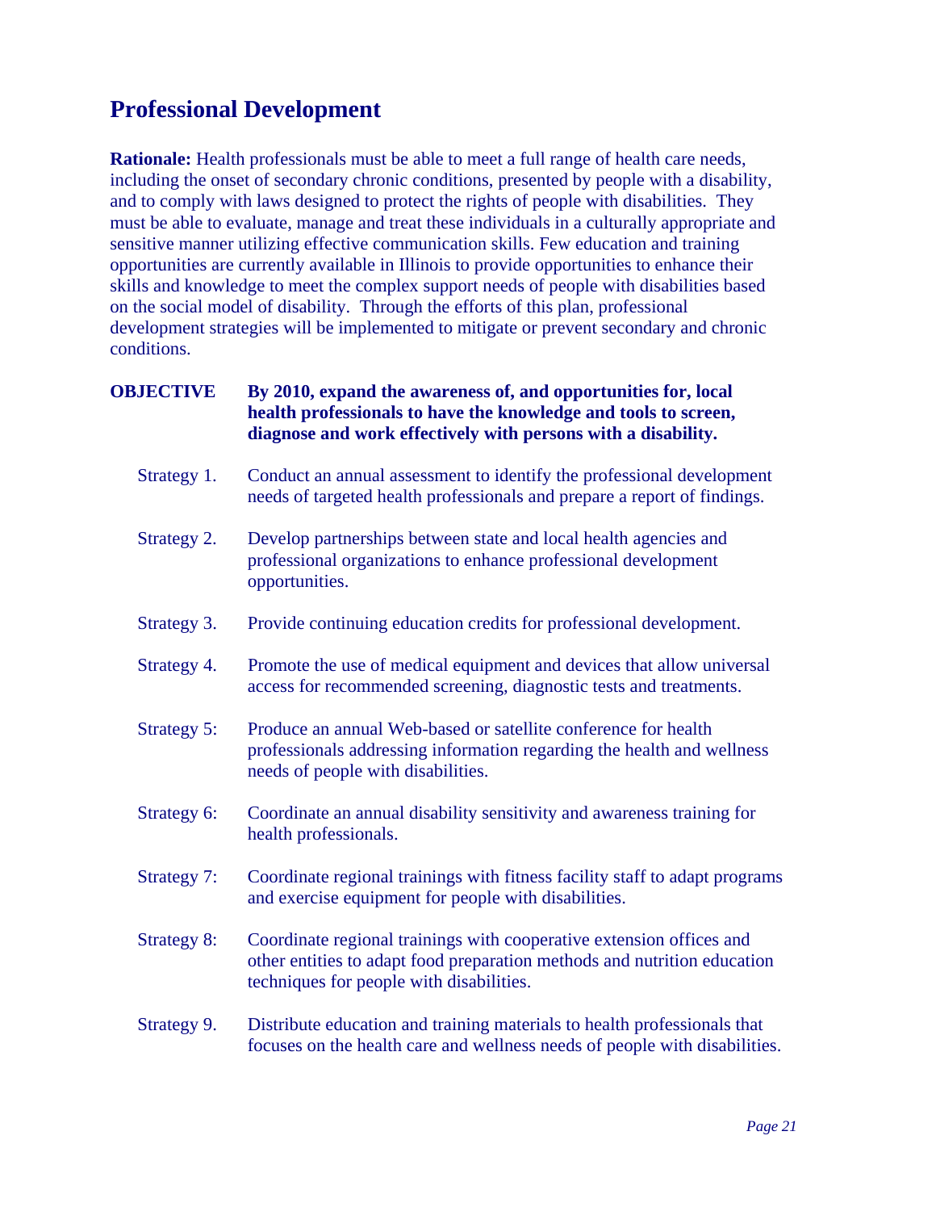## Professional Development

**Rationale:** Health professionals must be able to meet a full range of health care needs, including the onset of secondary chronic conditions, presented by people with a disability, and to comply with laws designed to protect the rights of people with disabilities. They must be able to evaluate, manage and treat these individuals in a culturally appropriate and sensitive manner utilizing effective communication skills. Few education and training opportunities are currently available in Illinois to provide opportunities to enhance their skills and knowledge to meet the complex support needs of people with disabilities based on the social model of disability. Through the efforts of this plan, professional development strategies will be implemented to mitigate or prevent secondary and chronic conditions.

**OBJECTIVE** **By 2010, expand the awareness of, and opportunities for, local health professionals to have the knowledge and tools to screen, diagnose and work effectively with persons with a disability.**

Strategy 1. Conduct an annual assessment to identify the professional development needs of targeted health professionals and prepare a report of findings.

Strategy 2. Develop partnerships between state and local health agencies and professional organizations to enhance professional development opportunities.

Strategy 3. Provide continuing education credits for professional development.

Strategy 4. Promote the use of medical equipment and devices that allow universal access for recommended screening, diagnostic tests and treatments.

Strategy 5: Produce an annual Web-based or satellite conference for health professionals addressing information regarding the health and wellness needs of people with disabilities.

Strategy 6: Coordinate an annual disability sensitivity and awareness training for health professionals.

Strategy 7: Coordinate regional trainings with fitness facility staff to adapt programs and exercise equipment for people with disabilities.

Strategy 8: Coordinate regional trainings with cooperative extension offices and other entities to adapt food preparation methods and nutrition education techniques for people with disabilities.

Strategy 9. Distribute education and training materials to health professionals that focuses on the health care and wellness needs of people with disabilities.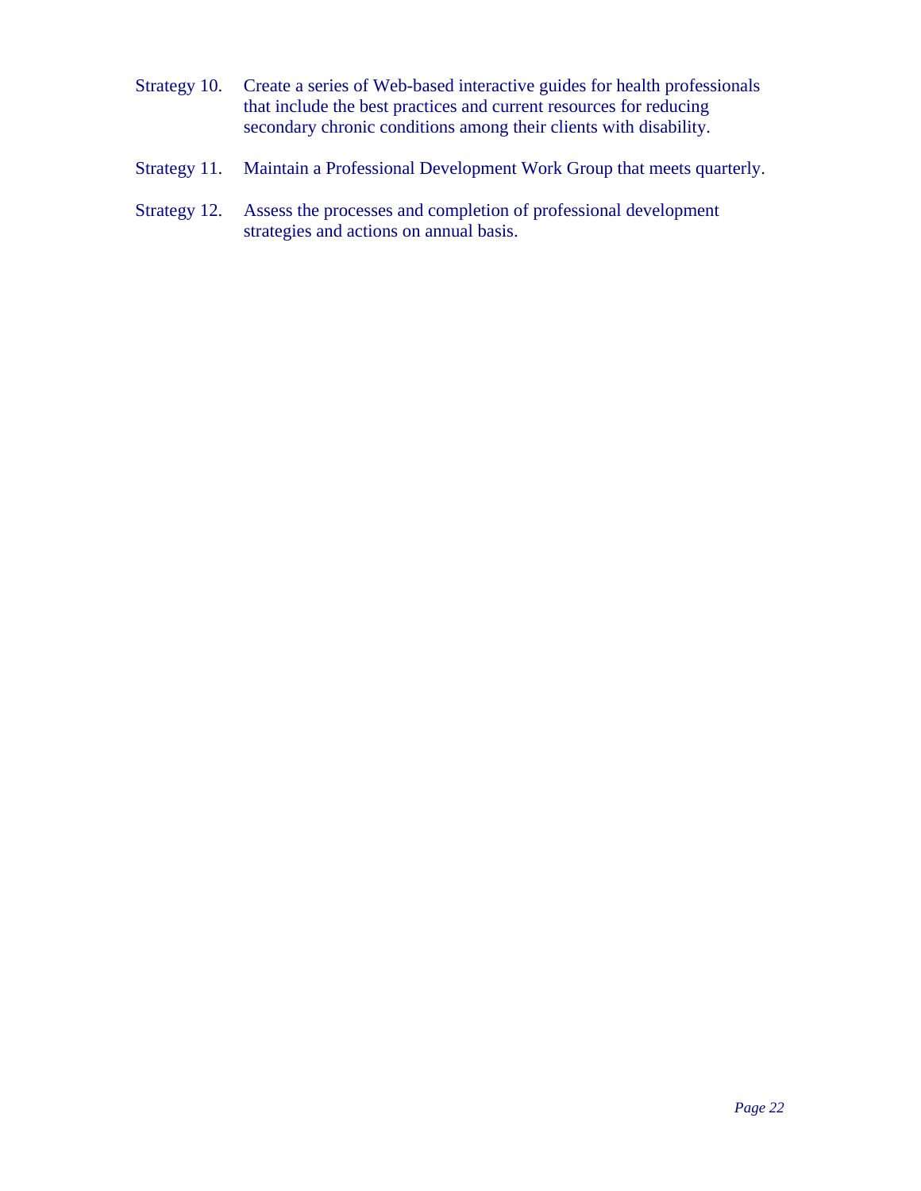Strategy 10. Create a series of Web-based interactive guides for health professionals that include the best practices and current resources for reducing secondary chronic conditions among their clients with disability.

Strategy 11. Maintain a Professional Development Work Group that meets quarterly.

Strategy 12. Assess the processes and completion of professional development strategies and actions on annual basis.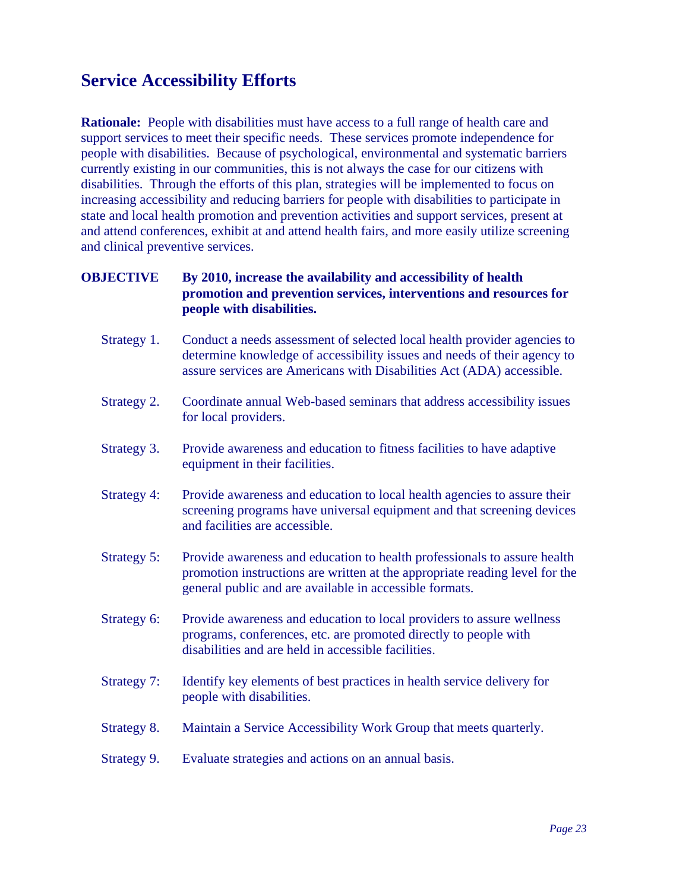## Service Accessibility Efforts

**Rationale:** People with disabilities must have access to a full range of health care and support services to meet their specific needs. These services promote independence for people with disabilities. Because of psychological, environmental and systematic barriers currently existing in our communities, this is not always the case for our citizens with disabilities. Through the efforts of this plan, strategies will be implemented to focus on increasing accessibility and reducing barriers for people with disabilities to participate in state and local health promotion and prevention activities and support services, present at and attend conferences, exhibit at and attend health fairs, and more easily utilize screening and clinical preventive services.

**OBJECTIVE** **By 2010, increase the availability and accessibility of health promotion and prevention services, interventions and resources for people with disabilities.**

Strategy 1. Conduct a needs assessment of selected local health provider agencies to determine knowledge of accessibility issues and needs of their agency to assure services are Americans with Disabilities Act (ADA) accessible.

Strategy 2. Coordinate annual Web-based seminars that address accessibility issues for local providers.

Strategy 3. Provide awareness and education to fitness facilities to have adaptive equipment in their facilities.

Strategy 4: Provide awareness and education to local health agencies to assure their screening programs have universal equipment and that screening devices and facilities are accessible.

Strategy 5: Provide awareness and education to health professionals to assure health promotion instructions are written at the appropriate reading level for the general public and are available in accessible formats.

Strategy 6: Provide awareness and education to local providers to assure wellness programs, conferences, etc. are promoted directly to people with disabilities and are held in accessible facilities.

Strategy 7: Identify key elements of best practices in health service delivery for people with disabilities.

Strategy 8. Maintain a Service Accessibility Work Group that meets quarterly.

Strategy 9. Evaluate strategies and actions on an annual basis.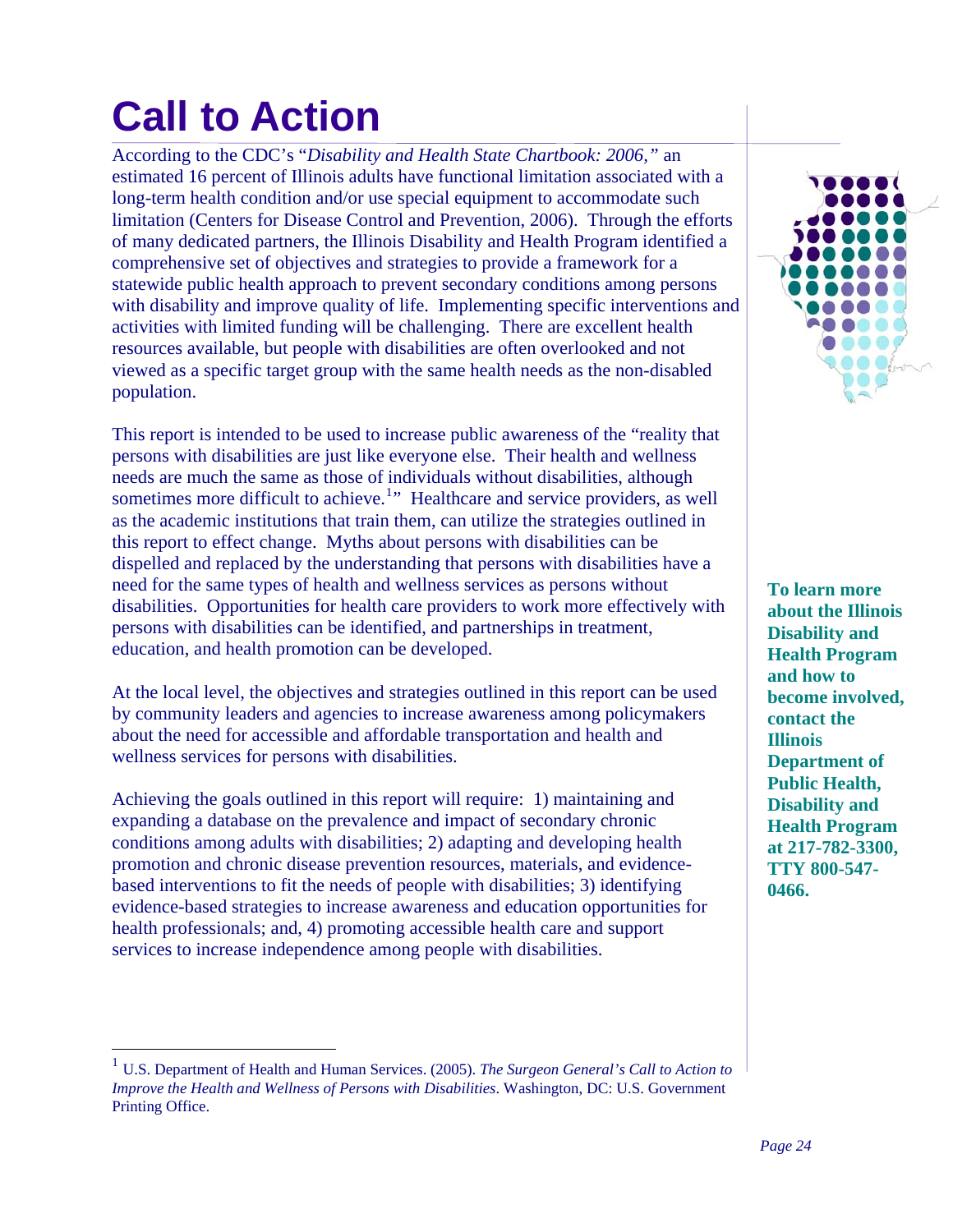# Call to Action

According to the CDC's "*Disability and Health State Chartbook: 2006,"* an estimated 16 percent of Illinois adults have functional limitation associated with a long-term health condition and/or use special equipment to accommodate such limitation (Centers for Disease Control and Prevention, 2006). Through the efforts of many dedicated partners, the Illinois Disability and Health Program identified a comprehensive set of objectives and strategies to provide a framework for a statewide public health approach to prevent secondary conditions among persons with disability and improve quality of life. Implementing specific interventions and activities with limited funding will be challenging. There are excellent health resources available, but people with disabilities are often overlooked and not viewed as a specific target group with the same health needs as the non-disabled population.

This report is intended to be used to increase public awareness of the "reality that persons with disabilities are just like everyone else. Their health and wellness needs are much the same as those of individuals without disabilities, although sometimes more difficult to achieve.[1]" Healthcare and service providers, as well as the academic institutions that train them, can utilize the strategies outlined in this report to effect change. Myths about persons with disabilities can be dispelled and replaced by the understanding that persons with disabilities have a need for the same types of health and wellness services as persons without disabilities. Opportunities for health care providers to work more effectively with persons with disabilities can be identified, and partnerships in treatment, education, and health promotion can be developed.

At the local level, the objectives and strategies outlined in this report can be used by community leaders and agencies to increase awareness among policymakers about the need for accessible and affordable transportation and health and wellness services for persons with disabilities.

Achieving the goals outlined in this report will require: 1) maintaining and expanding a database on the prevalence and impact of secondary chronic conditions among adults with disabilities; 2) adapting and developing health promotion and chronic disease prevention resources, materials, and evidence-based interventions to fit the needs of people with disabilities; 3) identifying evidence-based strategies to increase awareness and education opportunities for health professionals; and, 4) promoting accessible health care and support services to increase independence among people with disabilities.

**To learn more about the Illinois Disability and Health Program and how to become involved, contact the Illinois Department of Public Health, Disability and Health Program at 217-782-3300, TTY 800-547-0466.**

[1] U.S. Department of Health and Human Services. (2005). *The Surgeon General's Call to Action to Improve the Health and Wellness of Persons with Disabilities*. Washington, DC: U.S. Government Printing Office.